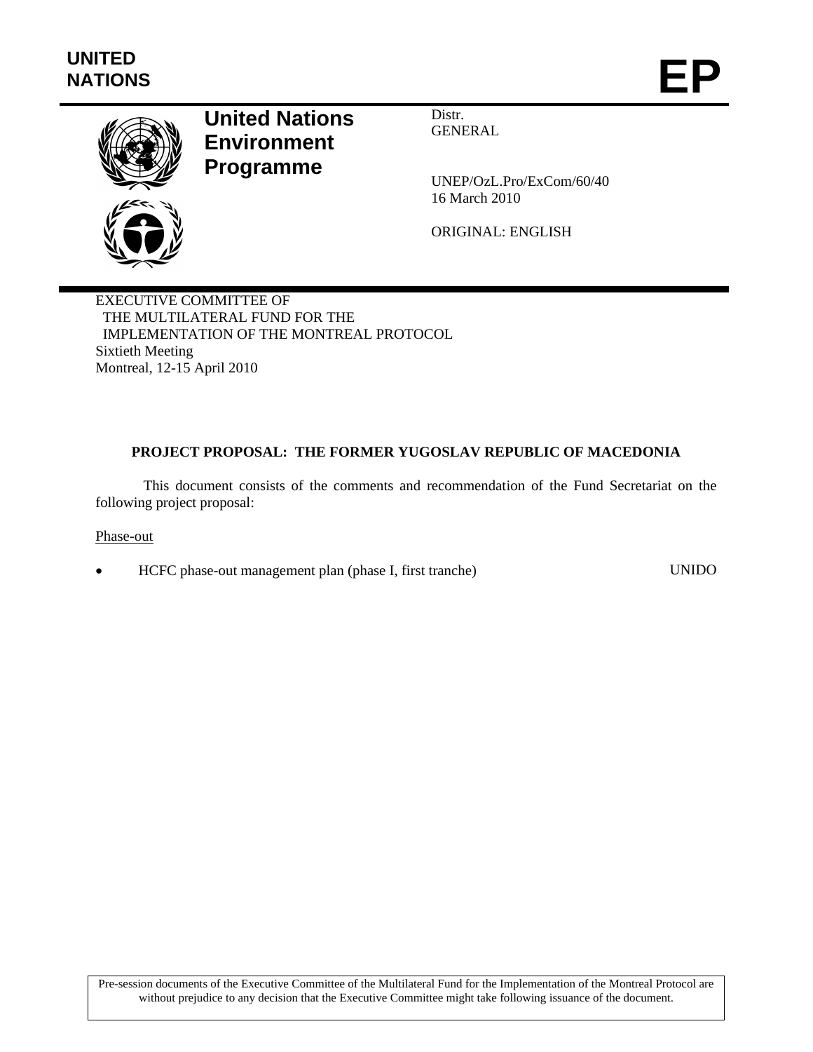UNITED NATIONS

# EP

**United Nations Environment Programme**

Distr.
GENERAL

UNEP/OzL.Pro/ExCom/60/40
16 March 2010

ORIGINAL: ENGLISH

EXECUTIVE COMMITTEE OF
THE MULTILATERAL FUND FOR THE
IMPLEMENTATION OF THE MONTREAL PROTOCOL
Sixtieth Meeting
Montreal, 12-15 April 2010

## PROJECT PROPOSAL: THE FORMER YUGOSLAV REPUBLIC OF MACEDONIA

This document consists of the comments and recommendation of the Fund Secretariat on the following project proposal:

Phase-out

- HCFC phase-out management plan (phase I, first tranche) UNIDO

Pre-session documents of the Executive Committee of the Multilateral Fund for the Implementation of the Montreal Protocol are without prejudice to any decision that the Executive Committee might take following issuance of the document.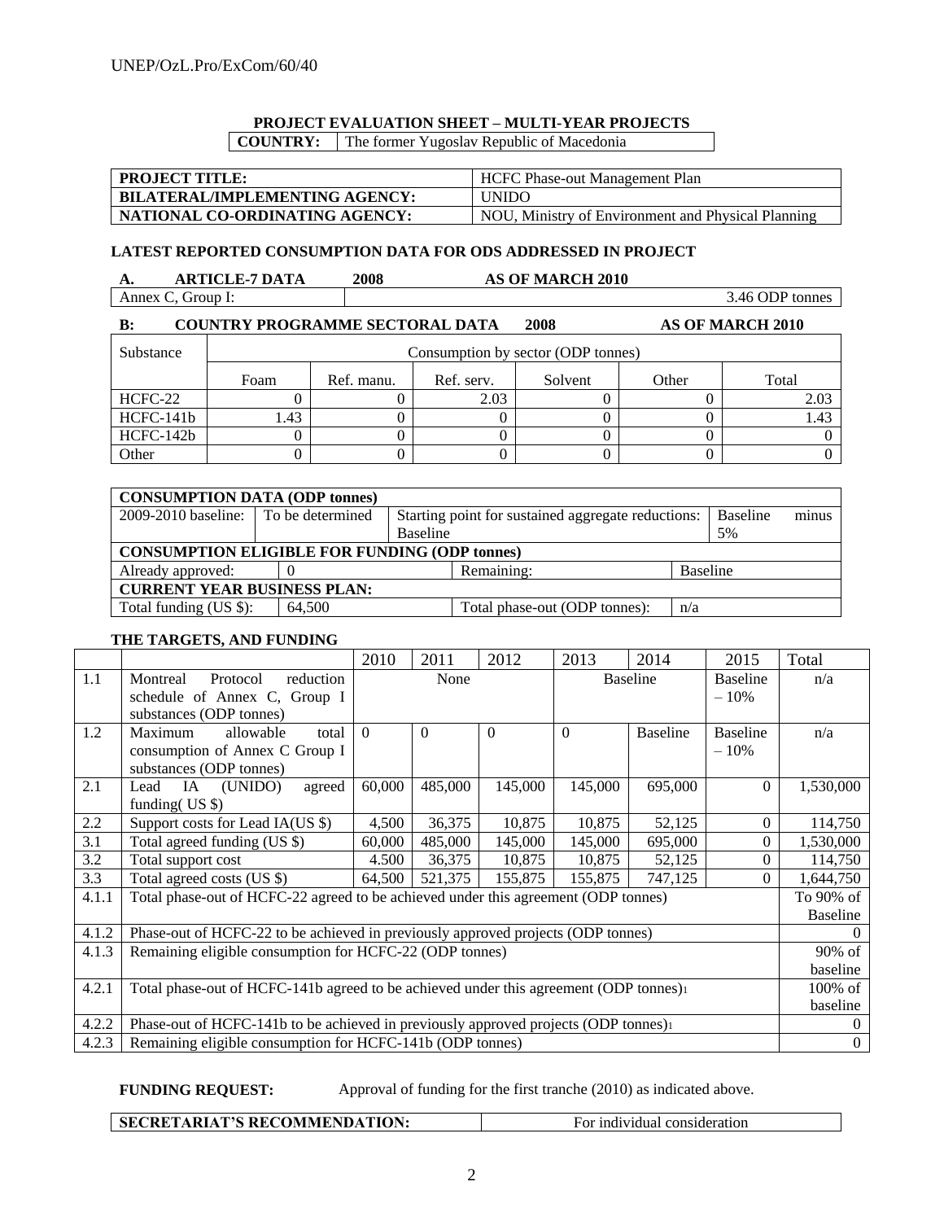## PROJECT EVALUATION SHEET – MULTI-YEAR PROJECTS

| | |
|---|---|
| **COUNTRY:** | The former Yugoslav Republic of Macedonia |

| | |
|---|---|
| **PROJECT TITLE:** | HCFC Phase-out Management Plan |
| **BILATERAL/IMPLEMENTING AGENCY:** | UNIDO |
| **NATIONAL CO-ORDINATING AGENCY:** | NOU, Ministry of Environment and Physical Planning |

### LATEST REPORTED CONSUMPTION DATA FOR ODS ADDRESSED IN PROJECT

**A. ARTICLE-7 DATA 2008 AS OF MARCH 2010**

| | |
|---|---|
| Annex C, Group I: | 3.46 ODP tonnes |

**B: COUNTRY PROGRAMME SECTORAL DATA 2008 AS OF MARCH 2010**

| Substance | Consumption by sector (ODP tonnes) | | | | | |
|---|---|---|---|---|---|---|
| | Foam | Ref. manu. | Ref. serv. | Solvent | Other | Total |
| HCFC-22 | 0 | 0 | 2.03 | 0 | 0 | 2.03 |
| HCFC-141b | 1.43 | 0 | 0 | 0 | 0 | 1.43 |
| HCFC-142b | 0 | 0 | 0 | 0 | 0 | 0 |
| Other | 0 | 0 | 0 | 0 | 0 | 0 |

| **CONSUMPTION DATA (ODP tonnes)** | | | |
|---|---|---|---|
| 2009-2010 baseline: | To be determined | Starting point for sustained aggregate reductions: Baseline | Baseline minus 5% |
| **CONSUMPTION ELIGIBLE FOR FUNDING (ODP tonnes)** | | | |
| Already approved: | 0 | Remaining: | Baseline |
| **CURRENT YEAR BUSINESS PLAN:** | | | |
| Total funding (US $): | 64,500 | Total phase-out (ODP tonnes): | n/a |

### THE TARGETS, AND FUNDING

| | | 2010 | 2011 | 2012 | 2013 | 2014 | 2015 | Total |
|---|---|---|---|---|---|---|---|---|
| 1.1 | Montreal Protocol reduction schedule of Annex C, Group I substances (ODP tonnes) | | None | | | Baseline | Baseline – 10% | n/a |
| 1.2 | Maximum allowable total consumption of Annex C Group I substances (ODP tonnes) | 0 | 0 | 0 | 0 | Baseline | Baseline – 10% | n/a |
| 2.1 | Lead IA (UNIDO) agreed funding( US $) | 60,000 | 485,000 | 145,000 | 145,000 | 695,000 | 0 | 1,530,000 |
| 2.2 | Support costs for Lead IA(US $) | 4,500 | 36,375 | 10,875 | 10,875 | 52,125 | 0 | 114,750 |
| 3.1 | Total agreed funding (US $) | 60,000 | 485,000 | 145,000 | 145,000 | 695,000 | 0 | 1,530,000 |
| 3.2 | Total support cost | 4.500 | 36,375 | 10,875 | 10,875 | 52,125 | 0 | 114,750 |
| 3.3 | Total agreed costs (US $) | 64,500 | 521,375 | 155,875 | 155,875 | 747,125 | 0 | 1,644,750 |
| 4.1.1 | Total phase-out of HCFC-22 agreed to be achieved under this agreement (ODP tonnes) | | | | | | | To 90% of Baseline |
| 4.1.2 | Phase-out of HCFC-22 to be achieved in previously approved projects (ODP tonnes) | | | | | | | 0 |
| 4.1.3 | Remaining eligible consumption for HCFC-22 (ODP tonnes) | | | | | | | 90% of baseline |
| 4.2.1 | Total phase-out of HCFC-141b agreed to be achieved under this agreement (ODP tonnes)[1] | | | | | | | 100% of baseline |
| 4.2.2 | Phase-out of HCFC-141b to be achieved in previously approved projects (ODP tonnes)[1] | | | | | | | 0 |
| 4.2.3 | Remaining eligible consumption for HCFC-141b (ODP tonnes) | | | | | | | 0 |

**FUNDING REQUEST:** Approval of funding for the first tranche (2010) as indicated above.

| | |
|---|---|
| **SECRETARIAT'S RECOMMENDATION:** | For individual consideration |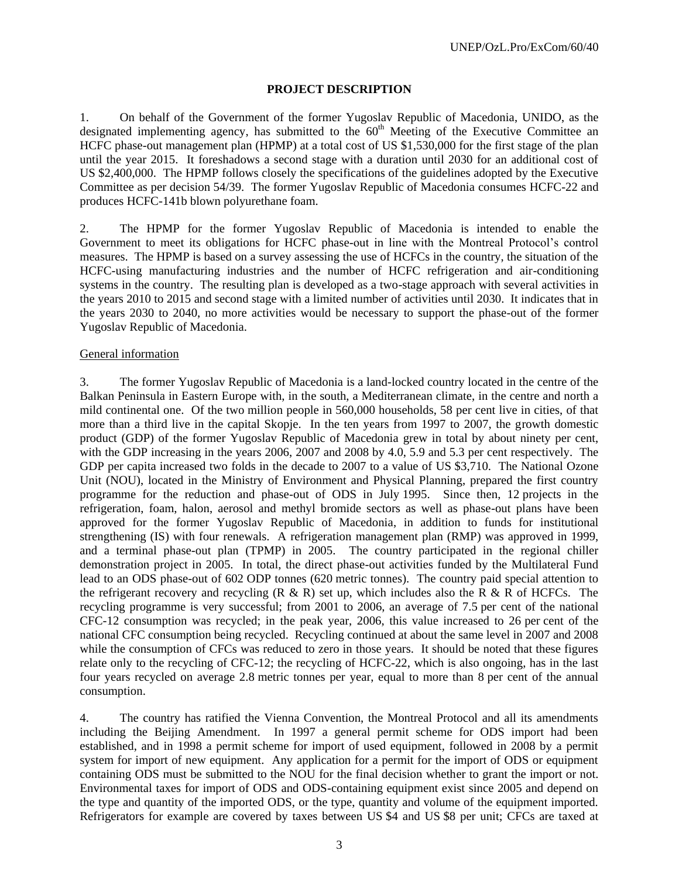## PROJECT DESCRIPTION

1. On behalf of the Government of the former Yugoslav Republic of Macedonia, UNIDO, as the designated implementing agency, has submitted to the 60th Meeting of the Executive Committee an HCFC phase-out management plan (HPMP) at a total cost of US $1,530,000 for the first stage of the plan until the year 2015. It foreshadows a second stage with a duration until 2030 for an additional cost of US $2,400,000. The HPMP follows closely the specifications of the guidelines adopted by the Executive Committee as per decision 54/39. The former Yugoslav Republic of Macedonia consumes HCFC-22 and produces HCFC-141b blown polyurethane foam.

2. The HPMP for the former Yugoslav Republic of Macedonia is intended to enable the Government to meet its obligations for HCFC phase-out in line with the Montreal Protocol's control measures. The HPMP is based on a survey assessing the use of HCFCs in the country, the situation of the HCFC-using manufacturing industries and the number of HCFC refrigeration and air-conditioning systems in the country. The resulting plan is developed as a two-stage approach with several activities in the years 2010 to 2015 and second stage with a limited number of activities until 2030. It indicates that in the years 2030 to 2040, no more activities would be necessary to support the phase-out of the former Yugoslav Republic of Macedonia.

General information

3. The former Yugoslav Republic of Macedonia is a land-locked country located in the centre of the Balkan Peninsula in Eastern Europe with, in the south, a Mediterranean climate, in the centre and north a mild continental one. Of the two million people in 560,000 households, 58 per cent live in cities, of that more than a third live in the capital Skopje. In the ten years from 1997 to 2007, the growth domestic product (GDP) of the former Yugoslav Republic of Macedonia grew in total by about ninety per cent, with the GDP increasing in the years 2006, 2007 and 2008 by 4.0, 5.9 and 5.3 per cent respectively. The GDP per capita increased two folds in the decade to 2007 to a value of US $3,710. The National Ozone Unit (NOU), located in the Ministry of Environment and Physical Planning, prepared the first country programme for the reduction and phase-out of ODS in July 1995. Since then, 12 projects in the refrigeration, foam, halon, aerosol and methyl bromide sectors as well as phase-out plans have been approved for the former Yugoslav Republic of Macedonia, in addition to funds for institutional strengthening (IS) with four renewals. A refrigeration management plan (RMP) was approved in 1999, and a terminal phase-out plan (TPMP) in 2005. The country participated in the regional chiller demonstration project in 2005. In total, the direct phase-out activities funded by the Multilateral Fund lead to an ODS phase-out of 602 ODP tonnes (620 metric tonnes). The country paid special attention to the refrigerant recovery and recycling (R & R) set up, which includes also the R & R of HCFCs. The recycling programme is very successful; from 2001 to 2006, an average of 7.5 per cent of the national CFC-12 consumption was recycled; in the peak year, 2006, this value increased to 26 per cent of the national CFC consumption being recycled. Recycling continued at about the same level in 2007 and 2008 while the consumption of CFCs was reduced to zero in those years. It should be noted that these figures relate only to the recycling of CFC-12; the recycling of HCFC-22, which is also ongoing, has in the last four years recycled on average 2.8 metric tonnes per year, equal to more than 8 per cent of the annual consumption.

4. The country has ratified the Vienna Convention, the Montreal Protocol and all its amendments including the Beijing Amendment. In 1997 a general permit scheme for ODS import had been established, and in 1998 a permit scheme for import of used equipment, followed in 2008 by a permit system for import of new equipment. Any application for a permit for the import of ODS or equipment containing ODS must be submitted to the NOU for the final decision whether to grant the import or not. Environmental taxes for import of ODS and ODS-containing equipment exist since 2005 and depend on the type and quantity of the imported ODS, or the type, quantity and volume of the equipment imported. Refrigerators for example are covered by taxes between US $4 and US $8 per unit; CFCs are taxed at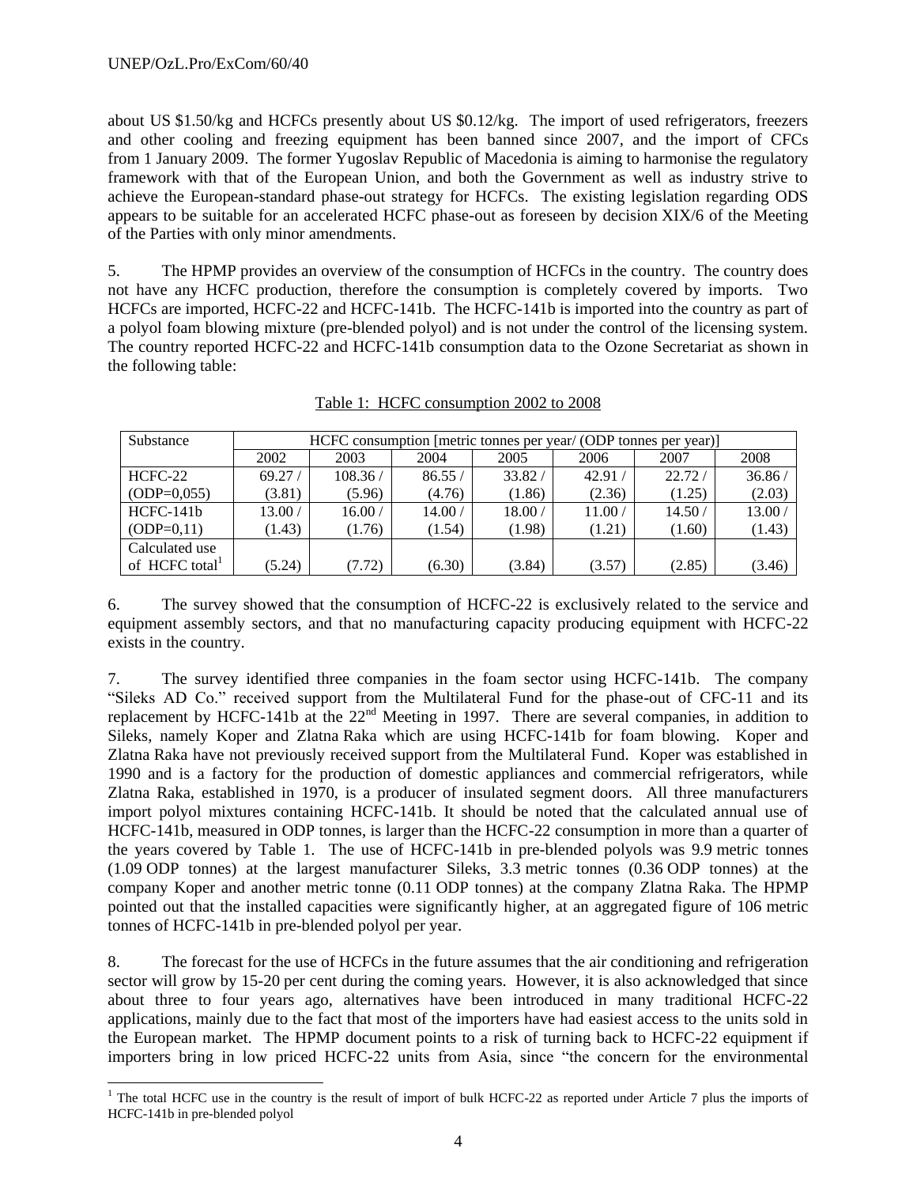about US $1.50/kg and HCFCs presently about US $0.12/kg. The import of used refrigerators, freezers and other cooling and freezing equipment has been banned since 2007, and the import of CFCs from 1 January 2009. The former Yugoslav Republic of Macedonia is aiming to harmonise the regulatory framework with that of the European Union, and both the Government as well as industry strive to achieve the European-standard phase-out strategy for HCFCs. The existing legislation regarding ODS appears to be suitable for an accelerated HCFC phase-out as foreseen by decision XIX/6 of the Meeting of the Parties with only minor amendments.

5. The HPMP provides an overview of the consumption of HCFCs in the country. The country does not have any HCFC production, therefore the consumption is completely covered by imports. Two HCFCs are imported, HCFC-22 and HCFC-141b. The HCFC-141b is imported into the country as part of a polyol foam blowing mixture (pre-blended polyol) and is not under the control of the licensing system. The country reported HCFC-22 and HCFC-141b consumption data to the Ozone Secretariat as shown in the following table:

Table 1: HCFC consumption 2002 to 2008

| Substance | HCFC consumption [metric tonnes per year/ (ODP tonnes per year)] | | | | | | |
|---|---|---|---|---|---|---|---|
| | 2002 | 2003 | 2004 | 2005 | 2006 | 2007 | 2008 |
| HCFC-22 (ODP=0,055) | 69.27 / (3.81) | 108.36 / (5.96) | 86.55 / (4.76) | 33.82 / (1.86) | 42.91 / (2.36) | 22.72 / (1.25) | 36.86 / (2.03) |
| HCFC-141b (ODP=0,11) | 13.00 / (1.43) | 16.00 / (1.76) | 14.00 / (1.54) | 18.00 / (1.98) | 11.00 / (1.21) | 14.50 / (1.60) | 13.00 / (1.43) |
| Calculated use of HCFC total[1] | (5.24) | (7.72) | (6.30) | (3.84) | (3.57) | (2.85) | (3.46) |

6. The survey showed that the consumption of HCFC-22 is exclusively related to the service and equipment assembly sectors, and that no manufacturing capacity producing equipment with HCFC-22 exists in the country.

7. The survey identified three companies in the foam sector using HCFC-141b. The company "Sileks AD Co." received support from the Multilateral Fund for the phase-out of CFC-11 and its replacement by HCFC-141b at the 22nd Meeting in 1997. There are several companies, in addition to Sileks, namely Koper and Zlatna Raka which are using HCFC-141b for foam blowing. Koper and Zlatna Raka have not previously received support from the Multilateral Fund. Koper was established in 1990 and is a factory for the production of domestic appliances and commercial refrigerators, while Zlatna Raka, established in 1970, is a producer of insulated segment doors. All three manufacturers import polyol mixtures containing HCFC-141b. It should be noted that the calculated annual use of HCFC-141b, measured in ODP tonnes, is larger than the HCFC-22 consumption in more than a quarter of the years covered by Table 1. The use of HCFC-141b in pre-blended polyols was 9.9 metric tonnes (1.09 ODP tonnes) at the largest manufacturer Sileks, 3.3 metric tonnes (0.36 ODP tonnes) at the company Koper and another metric tonne (0.11 ODP tonnes) at the company Zlatna Raka. The HPMP pointed out that the installed capacities were significantly higher, at an aggregated figure of 106 metric tonnes of HCFC-141b in pre-blended polyol per year.

8. The forecast for the use of HCFCs in the future assumes that the air conditioning and refrigeration sector will grow by 15-20 per cent during the coming years. However, it is also acknowledged that since about three to four years ago, alternatives have been introduced in many traditional HCFC-22 applications, mainly due to the fact that most of the importers have had easiest access to the units sold in the European market. The HPMP document points to a risk of turning back to HCFC-22 equipment if importers bring in low priced HCFC-22 units from Asia, since "the concern for the environmental

[1] The total HCFC use in the country is the result of import of bulk HCFC-22 as reported under Article 7 plus the imports of HCFC-141b in pre-blended polyol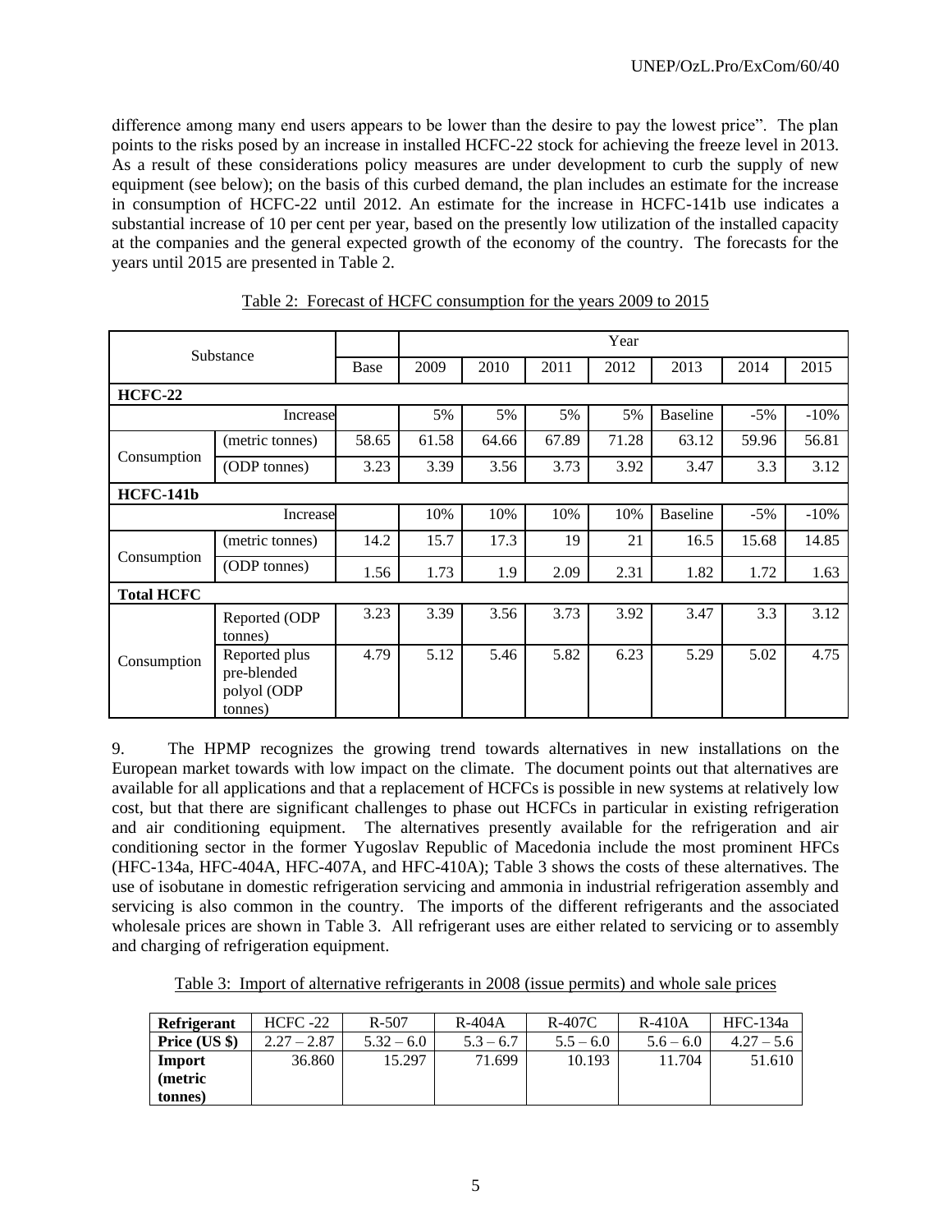difference among many end users appears to be lower than the desire to pay the lowest price". The plan points to the risks posed by an increase in installed HCFC-22 stock for achieving the freeze level in 2013. As a result of these considerations policy measures are under development to curb the supply of new equipment (see below); on the basis of this curbed demand, the plan includes an estimate for the increase in consumption of HCFC-22 until 2012. An estimate for the increase in HCFC-141b use indicates a substantial increase of 10 per cent per year, based on the presently low utilization of the installed capacity at the companies and the general expected growth of the economy of the country. The forecasts for the years until 2015 are presented in Table 2.

Table 2: Forecast of HCFC consumption for the years 2009 to 2015

| Substance | | | Year | | | | | | |
|---|---|---|---|---|---|---|---|---|---|
| | | Base | 2009 | 2010 | 2011 | 2012 | 2013 | 2014 | 2015 |
| **HCFC-22** | | | | | | | | | |
| | Increase | | 5% | 5% | 5% | 5% | Baseline | -5% | -10% |
| Consumption | (metric tonnes) | 58.65 | 61.58 | 64.66 | 67.89 | 71.28 | 63.12 | 59.96 | 56.81 |
| | (ODP tonnes) | 3.23 | 3.39 | 3.56 | 3.73 | 3.92 | 3.47 | 3.3 | 3.12 |
| **HCFC-141b** | | | | | | | | | |
| | Increase | | 10% | 10% | 10% | 10% | Baseline | -5% | -10% |
| Consumption | (metric tonnes) | 14.2 | 15.7 | 17.3 | 19 | 21 | 16.5 | 15.68 | 14.85 |
| | (ODP tonnes) | 1.56 | 1.73 | 1.9 | 2.09 | 2.31 | 1.82 | 1.72 | 1.63 |
| **Total HCFC** | | | | | | | | | |
| Consumption | Reported (ODP tonnes) | 3.23 | 3.39 | 3.56 | 3.73 | 3.92 | 3.47 | 3.3 | 3.12 |
| | Reported plus pre-blended polyol (ODP tonnes) | 4.79 | 5.12 | 5.46 | 5.82 | 6.23 | 5.29 | 5.02 | 4.75 |

9. The HPMP recognizes the growing trend towards alternatives in new installations on the European market towards with low impact on the climate. The document points out that alternatives are available for all applications and that a replacement of HCFCs is possible in new systems at relatively low cost, but that there are significant challenges to phase out HCFCs in particular in existing refrigeration and air conditioning equipment. The alternatives presently available for the refrigeration and air conditioning sector in the former Yugoslav Republic of Macedonia include the most prominent HFCs (HFC-134a, HFC-404A, HFC-407A, and HFC-410A); Table 3 shows the costs of these alternatives. The use of isobutane in domestic refrigeration servicing and ammonia in industrial refrigeration assembly and servicing is also common in the country. The imports of the different refrigerants and the associated wholesale prices are shown in Table 3. All refrigerant uses are either related to servicing or to assembly and charging of refrigeration equipment.

Table 3: Import of alternative refrigerants in 2008 (issue permits) and whole sale prices

| **Refrigerant** | HCFC -22 | R-507 | R-404A | R-407C | R-410A | HFC-134a |
|---|---|---|---|---|---|---|
| **Price (US $)** | 2.27 – 2.87 | 5.32 – 6.0 | 5.3 – 6.7 | 5.5 – 6.0 | 5.6 – 6.0 | 4.27 – 5.6 |
| **Import (metric tonnes)** | 36.860 | 15.297 | 71.699 | 10.193 | 11.704 | 51.610 |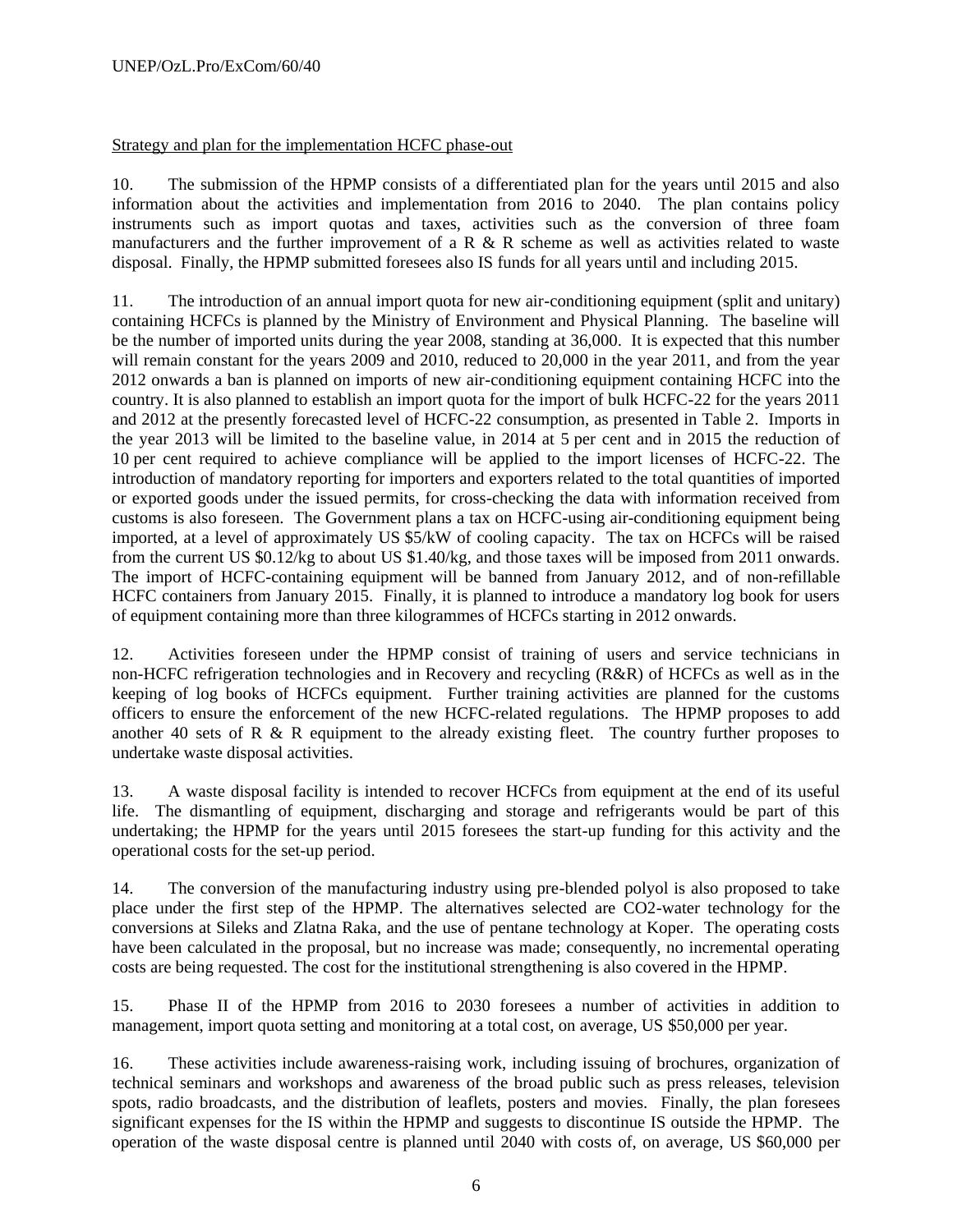Strategy and plan for the implementation HCFC phase-out

10. The submission of the HPMP consists of a differentiated plan for the years until 2015 and also information about the activities and implementation from 2016 to 2040. The plan contains policy instruments such as import quotas and taxes, activities such as the conversion of three foam manufacturers and the further improvement of a R & R scheme as well as activities related to waste disposal. Finally, the HPMP submitted foresees also IS funds for all years until and including 2015.

11. The introduction of an annual import quota for new air-conditioning equipment (split and unitary) containing HCFCs is planned by the Ministry of Environment and Physical Planning. The baseline will be the number of imported units during the year 2008, standing at 36,000. It is expected that this number will remain constant for the years 2009 and 2010, reduced to 20,000 in the year 2011, and from the year 2012 onwards a ban is planned on imports of new air-conditioning equipment containing HCFC into the country. It is also planned to establish an import quota for the import of bulk HCFC-22 for the years 2011 and 2012 at the presently forecasted level of HCFC-22 consumption, as presented in Table 2. Imports in the year 2013 will be limited to the baseline value, in 2014 at 5 per cent and in 2015 the reduction of 10 per cent required to achieve compliance will be applied to the import licenses of HCFC-22. The introduction of mandatory reporting for importers and exporters related to the total quantities of imported or exported goods under the issued permits, for cross-checking the data with information received from customs is also foreseen. The Government plans a tax on HCFC-using air-conditioning equipment being imported, at a level of approximately US $5/kW of cooling capacity. The tax on HCFCs will be raised from the current US $0.12/kg to about US $1.40/kg, and those taxes will be imposed from 2011 onwards. The import of HCFC-containing equipment will be banned from January 2012, and of non-refillable HCFC containers from January 2015. Finally, it is planned to introduce a mandatory log book for users of equipment containing more than three kilogrammes of HCFCs starting in 2012 onwards.

12. Activities foreseen under the HPMP consist of training of users and service technicians in non-HCFC refrigeration technologies and in Recovery and recycling (R&R) of HCFCs as well as in the keeping of log books of HCFCs equipment. Further training activities are planned for the customs officers to ensure the enforcement of the new HCFC-related regulations. The HPMP proposes to add another 40 sets of R & R equipment to the already existing fleet. The country further proposes to undertake waste disposal activities.

13. A waste disposal facility is intended to recover HCFCs from equipment at the end of its useful life. The dismantling of equipment, discharging and storage and refrigerants would be part of this undertaking; the HPMP for the years until 2015 foresees the start-up funding for this activity and the operational costs for the set-up period.

14. The conversion of the manufacturing industry using pre-blended polyol is also proposed to take place under the first step of the HPMP. The alternatives selected are $CO_2$-water technology for the conversions at Sileks and Zlatna Raka, and the use of pentane technology at Koper. The operating costs have been calculated in the proposal, but no increase was made; consequently, no incremental operating costs are being requested. The cost for the institutional strengthening is also covered in the HPMP.

15. Phase II of the HPMP from 2016 to 2030 foresees a number of activities in addition to management, import quota setting and monitoring at a total cost, on average, US $50,000 per year.

16. These activities include awareness-raising work, including issuing of brochures, organization of technical seminars and workshops and awareness of the broad public such as press releases, television spots, radio broadcasts, and the distribution of leaflets, posters and movies. Finally, the plan foresees significant expenses for the IS within the HPMP and suggests to discontinue IS outside the HPMP. The operation of the waste disposal centre is planned until 2040 with costs of, on average, US $60,000 per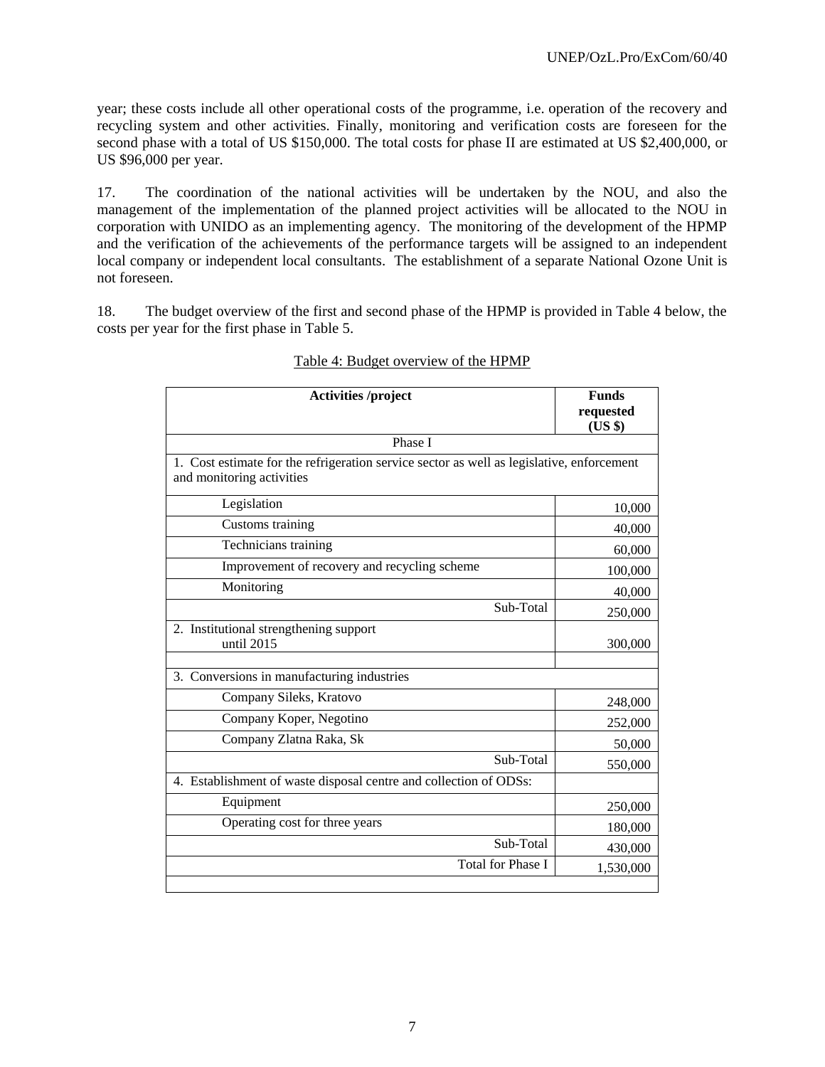year; these costs include all other operational costs of the programme, i.e. operation of the recovery and recycling system and other activities. Finally, monitoring and verification costs are foreseen for the second phase with a total of US $150,000. The total costs for phase II are estimated at US $2,400,000, or US $96,000 per year.

17. The coordination of the national activities will be undertaken by the NOU, and also the management of the implementation of the planned project activities will be allocated to the NOU in corporation with UNIDO as an implementing agency. The monitoring of the development of the HPMP and the verification of the achievements of the performance targets will be assigned to an independent local company or independent local consultants. The establishment of a separate National Ozone Unit is not foreseen.

18. The budget overview of the first and second phase of the HPMP is provided in Table 4 below, the costs per year for the first phase in Table 5.

Table 4: Budget overview of the HPMP

| Activities /project | Funds requested (US $) |
|---|---|
| Phase I | |
| 1. Cost estimate for the refrigeration service sector as well as legislative, enforcement and monitoring activities | |
| Legislation | 10,000 |
| Customs training | 40,000 |
| Technicians training | 60,000 |
| Improvement of recovery and recycling scheme | 100,000 |
| Monitoring | 40,000 |
| Sub-Total | 250,000 |
| 2. Institutional strengthening support until 2015 | 300,000 |
| | |
| 3. Conversions in manufacturing industries | |
| Company Sileks, Kratovo | 248,000 |
| Company Koper, Negotino | 252,000 |
| Company Zlatna Raka, Sk | 50,000 |
| Sub-Total | 550,000 |
| 4. Establishment of waste disposal centre and collection of ODSs: | |
| Equipment | 250,000 |
| Operating cost for three years | 180,000 |
| Sub-Total | 430,000 |
| Total for Phase I | 1,530,000 |
| | |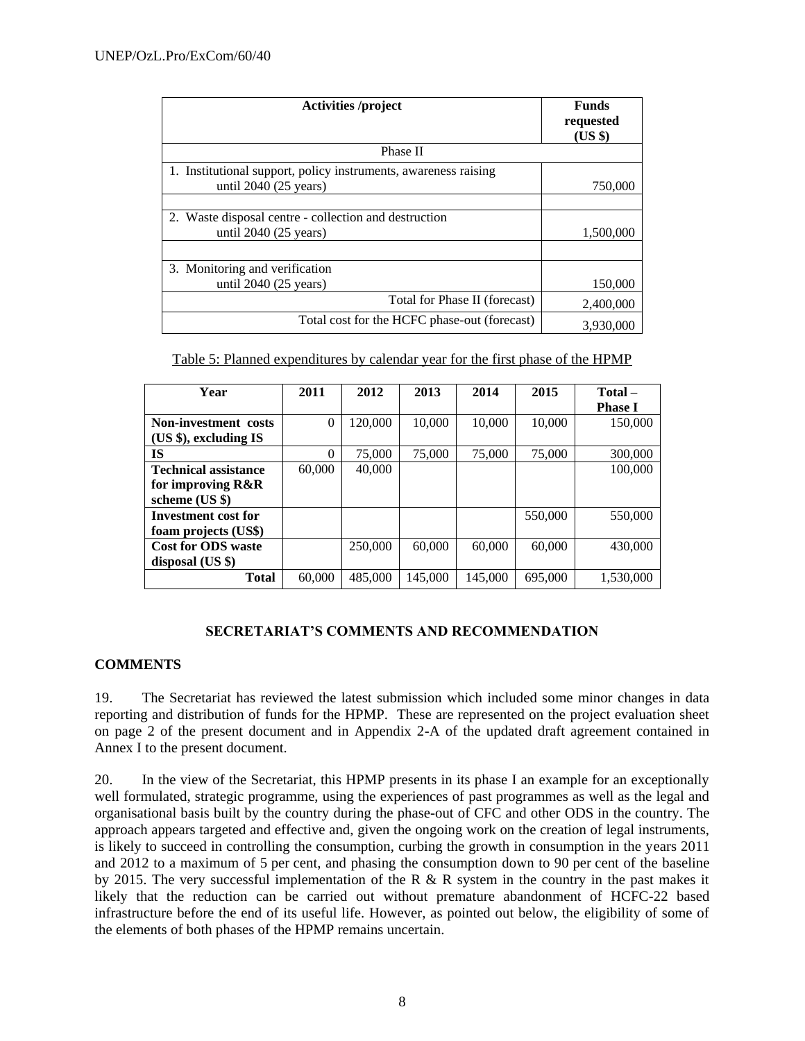| Activities /project | Funds requested (US $) |
|---|---|
| Phase II | |
| 1. Institutional support, policy instruments, awareness raising until 2040 (25 years) | 750,000 |
| | |
| 2. Waste disposal centre - collection and destruction until 2040 (25 years) | 1,500,000 |
| | |
| 3. Monitoring and verification until 2040 (25 years) | 150,000 |
| Total for Phase II (forecast) | 2,400,000 |
| Total cost for the HCFC phase-out (forecast) | 3,930,000 |

Table 5: Planned expenditures by calendar year for the first phase of the HPMP

| Year | 2011 | 2012 | 2013 | 2014 | 2015 | Total – Phase I |
|---|---|---|---|---|---|---|
| **Non-investment costs (US $), excluding IS** | 0 | 120,000 | 10,000 | 10,000 | 10,000 | 150,000 |
| **IS** | 0 | 75,000 | 75,000 | 75,000 | 75,000 | 300,000 |
| **Technical assistance for improving R&R scheme (US $)** | 60,000 | 40,000 | | | | 100,000 |
| **Investment cost for foam projects (US$)** | | | | | 550,000 | 550,000 |
| **Cost for ODS waste disposal (US $)** | | 250,000 | 60,000 | 60,000 | 60,000 | 430,000 |
| **Total** | 60,000 | 485,000 | 145,000 | 145,000 | 695,000 | 1,530,000 |

## SECRETARIAT'S COMMENTS AND RECOMMENDATION

### COMMENTS

19. The Secretariat has reviewed the latest submission which included some minor changes in data reporting and distribution of funds for the HPMP. These are represented on the project evaluation sheet on page 2 of the present document and in Appendix 2-A of the updated draft agreement contained in Annex I to the present document.

20. In the view of the Secretariat, this HPMP presents in its phase I an example for an exceptionally well formulated, strategic programme, using the experiences of past programmes as well as the legal and organisational basis built by the country during the phase-out of CFC and other ODS in the country. The approach appears targeted and effective and, given the ongoing work on the creation of legal instruments, is likely to succeed in controlling the consumption, curbing the growth in consumption in the years 2011 and 2012 to a maximum of 5 per cent, and phasing the consumption down to 90 per cent of the baseline by 2015. The very successful implementation of the R & R system in the country in the past makes it likely that the reduction can be carried out without premature abandonment of HCFC-22 based infrastructure before the end of its useful life. However, as pointed out below, the eligibility of some of the elements of both phases of the HPMP remains uncertain.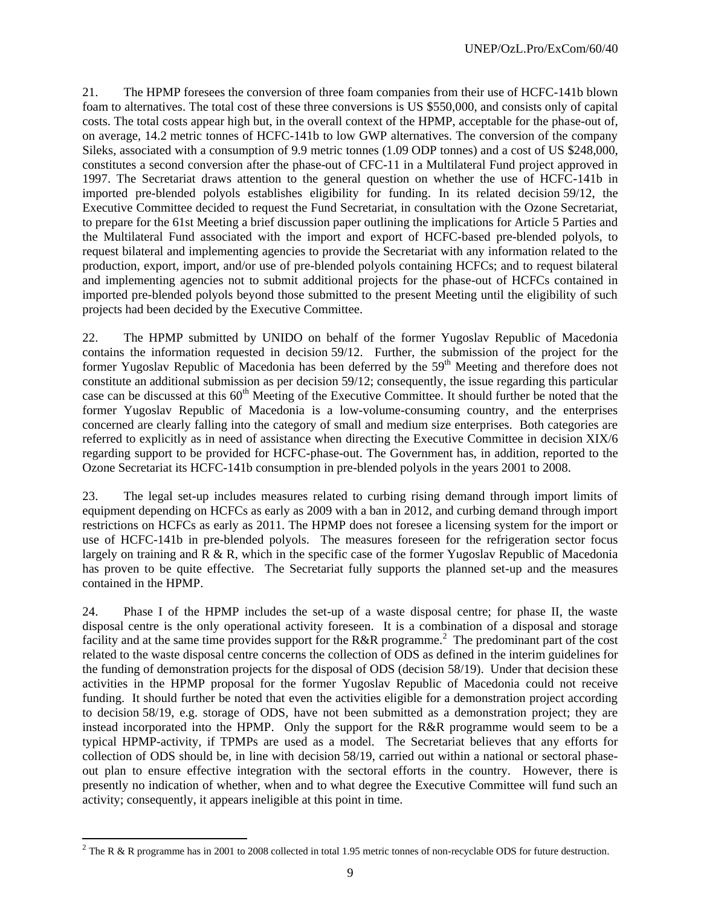21. The HPMP foresees the conversion of three foam companies from their use of HCFC-141b blown foam to alternatives. The total cost of these three conversions is US \$550,000, and consists only of capital costs. The total costs appear high but, in the overall context of the HPMP, acceptable for the phase-out of, on average, 14.2 metric tonnes of HCFC-141b to low GWP alternatives. The conversion of the company Sileks, associated with a consumption of 9.9 metric tonnes (1.09 ODP tonnes) and a cost of US \$248,000, constitutes a second conversion after the phase-out of CFC-11 in a Multilateral Fund project approved in 1997. The Secretariat draws attention to the general question on whether the use of HCFC-141b in imported pre-blended polyols establishes eligibility for funding. In its related decision 59/12, the Executive Committee decided to request the Fund Secretariat, in consultation with the Ozone Secretariat, to prepare for the 61st Meeting a brief discussion paper outlining the implications for Article 5 Parties and the Multilateral Fund associated with the import and export of HCFC-based pre-blended polyols, to request bilateral and implementing agencies to provide the Secretariat with any information related to the production, export, import, and/or use of pre-blended polyols containing HCFCs; and to request bilateral and implementing agencies not to submit additional projects for the phase-out of HCFCs contained in imported pre-blended polyols beyond those submitted to the present Meeting until the eligibility of such projects had been decided by the Executive Committee.

22. The HPMP submitted by UNIDO on behalf of the former Yugoslav Republic of Macedonia contains the information requested in decision 59/12. Further, the submission of the project for the former Yugoslav Republic of Macedonia has been deferred by the 59th Meeting and therefore does not constitute an additional submission as per decision 59/12; consequently, the issue regarding this particular case can be discussed at this 60th Meeting of the Executive Committee. It should further be noted that the former Yugoslav Republic of Macedonia is a low-volume-consuming country, and the enterprises concerned are clearly falling into the category of small and medium size enterprises. Both categories are referred to explicitly as in need of assistance when directing the Executive Committee in decision XIX/6 regarding support to be provided for HCFC-phase-out. The Government has, in addition, reported to the Ozone Secretariat its HCFC-141b consumption in pre-blended polyols in the years 2001 to 2008.

23. The legal set-up includes measures related to curbing rising demand through import limits of equipment depending on HCFCs as early as 2009 with a ban in 2012, and curbing demand through import restrictions on HCFCs as early as 2011. The HPMP does not foresee a licensing system for the import or use of HCFC-141b in pre-blended polyols. The measures foreseen for the refrigeration sector focus largely on training and R & R, which in the specific case of the former Yugoslav Republic of Macedonia has proven to be quite effective. The Secretariat fully supports the planned set-up and the measures contained in the HPMP.

24. Phase I of the HPMP includes the set-up of a waste disposal centre; for phase II, the waste disposal centre is the only operational activity foreseen. It is a combination of a disposal and storage facility and at the same time provides support for the R&R programme.[2] The predominant part of the cost related to the waste disposal centre concerns the collection of ODS as defined in the interim guidelines for the funding of demonstration projects for the disposal of ODS (decision 58/19). Under that decision these activities in the HPMP proposal for the former Yugoslav Republic of Macedonia could not receive funding. It should further be noted that even the activities eligible for a demonstration project according to decision 58/19, e.g. storage of ODS, have not been submitted as a demonstration project; they are instead incorporated into the HPMP. Only the support for the R&R programme would seem to be a typical HPMP-activity, if TPMPs are used as a model. The Secretariat believes that any efforts for collection of ODS should be, in line with decision 58/19, carried out within a national or sectoral phase-out plan to ensure effective integration with the sectoral efforts in the country. However, there is presently no indication of whether, when and to what degree the Executive Committee will fund such an activity; consequently, it appears ineligible at this point in time.

[2] The R & R programme has in 2001 to 2008 collected in total 1.95 metric tonnes of non-recyclable ODS for future destruction.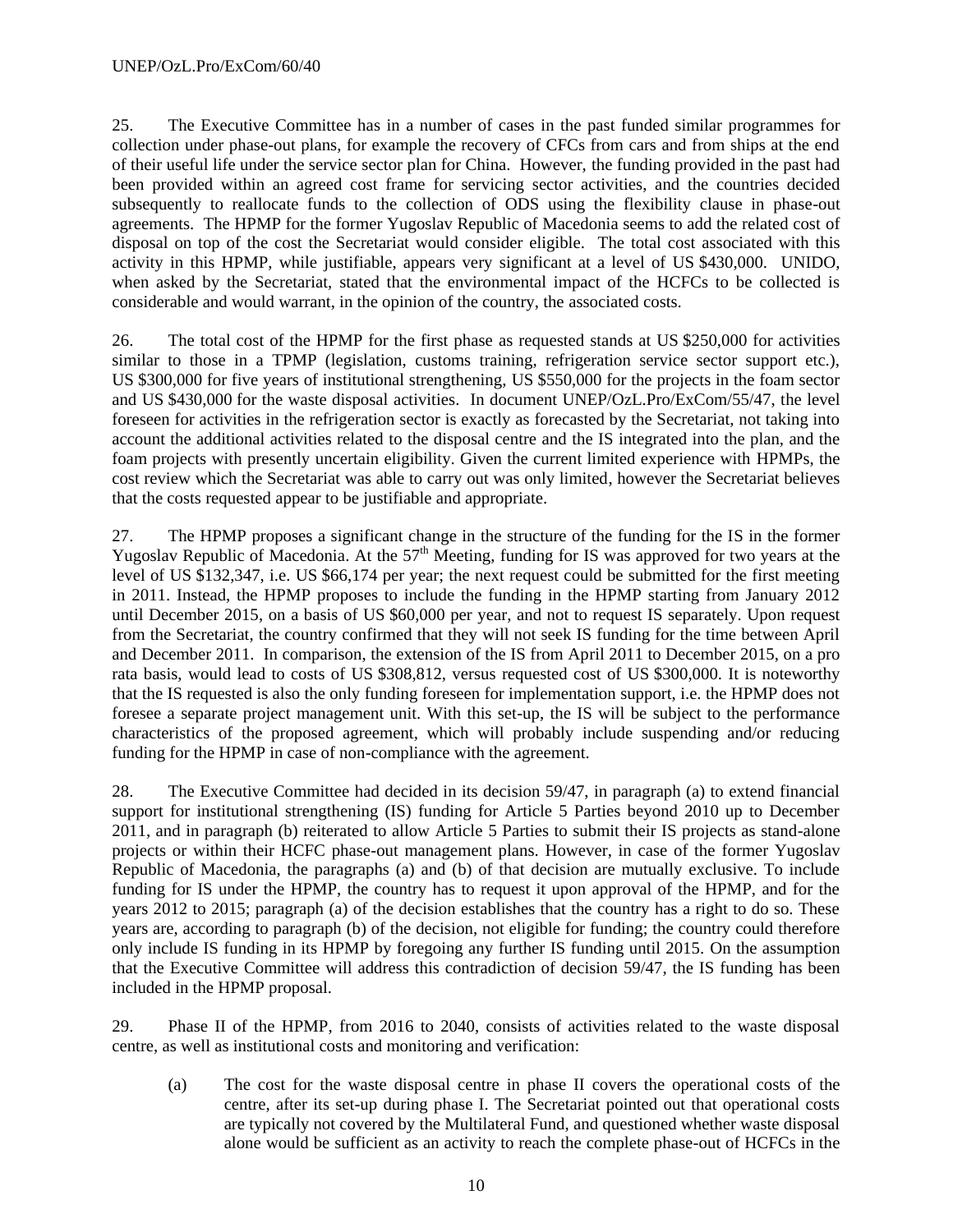25. The Executive Committee has in a number of cases in the past funded similar programmes for collection under phase-out plans, for example the recovery of CFCs from cars and from ships at the end of their useful life under the service sector plan for China. However, the funding provided in the past had been provided within an agreed cost frame for servicing sector activities, and the countries decided subsequently to reallocate funds to the collection of ODS using the flexibility clause in phase-out agreements. The HPMP for the former Yugoslav Republic of Macedonia seems to add the related cost of disposal on top of the cost the Secretariat would consider eligible. The total cost associated with this activity in this HPMP, while justifiable, appears very significant at a level of US $430,000. UNIDO, when asked by the Secretariat, stated that the environmental impact of the HCFCs to be collected is considerable and would warrant, in the opinion of the country, the associated costs.

26. The total cost of the HPMP for the first phase as requested stands at US $250,000 for activities similar to those in a TPMP (legislation, customs training, refrigeration service sector support etc.), US $300,000 for five years of institutional strengthening, US $550,000 for the projects in the foam sector and US $430,000 for the waste disposal activities. In document UNEP/OzL.Pro/ExCom/55/47, the level foreseen for activities in the refrigeration sector is exactly as forecasted by the Secretariat, not taking into account the additional activities related to the disposal centre and the IS integrated into the plan, and the foam projects with presently uncertain eligibility. Given the current limited experience with HPMPs, the cost review which the Secretariat was able to carry out was only limited, however the Secretariat believes that the costs requested appear to be justifiable and appropriate.

27. The HPMP proposes a significant change in the structure of the funding for the IS in the former Yugoslav Republic of Macedonia. At the 57th Meeting, funding for IS was approved for two years at the level of US $132,347, i.e. US $66,174 per year; the next request could be submitted for the first meeting in 2011. Instead, the HPMP proposes to include the funding in the HPMP starting from January 2012 until December 2015, on a basis of US $60,000 per year, and not to request IS separately. Upon request from the Secretariat, the country confirmed that they will not seek IS funding for the time between April and December 2011. In comparison, the extension of the IS from April 2011 to December 2015, on a pro rata basis, would lead to costs of US $308,812, versus requested cost of US $300,000. It is noteworthy that the IS requested is also the only funding foreseen for implementation support, i.e. the HPMP does not foresee a separate project management unit. With this set-up, the IS will be subject to the performance characteristics of the proposed agreement, which will probably include suspending and/or reducing funding for the HPMP in case of non-compliance with the agreement.

28. The Executive Committee had decided in its decision 59/47, in paragraph (a) to extend financial support for institutional strengthening (IS) funding for Article 5 Parties beyond 2010 up to December 2011, and in paragraph (b) reiterated to allow Article 5 Parties to submit their IS projects as stand-alone projects or within their HCFC phase-out management plans. However, in case of the former Yugoslav Republic of Macedonia, the paragraphs (a) and (b) of that decision are mutually exclusive. To include funding for IS under the HPMP, the country has to request it upon approval of the HPMP, and for the years 2012 to 2015; paragraph (a) of the decision establishes that the country has a right to do so. These years are, according to paragraph (b) of the decision, not eligible for funding; the country could therefore only include IS funding in its HPMP by foregoing any further IS funding until 2015. On the assumption that the Executive Committee will address this contradiction of decision 59/47, the IS funding has been included in the HPMP proposal.

29. Phase II of the HPMP, from 2016 to 2040, consists of activities related to the waste disposal centre, as well as institutional costs and monitoring and verification:

(a) The cost for the waste disposal centre in phase II covers the operational costs of the centre, after its set-up during phase I. The Secretariat pointed out that operational costs are typically not covered by the Multilateral Fund, and questioned whether waste disposal alone would be sufficient as an activity to reach the complete phase-out of HCFCs in the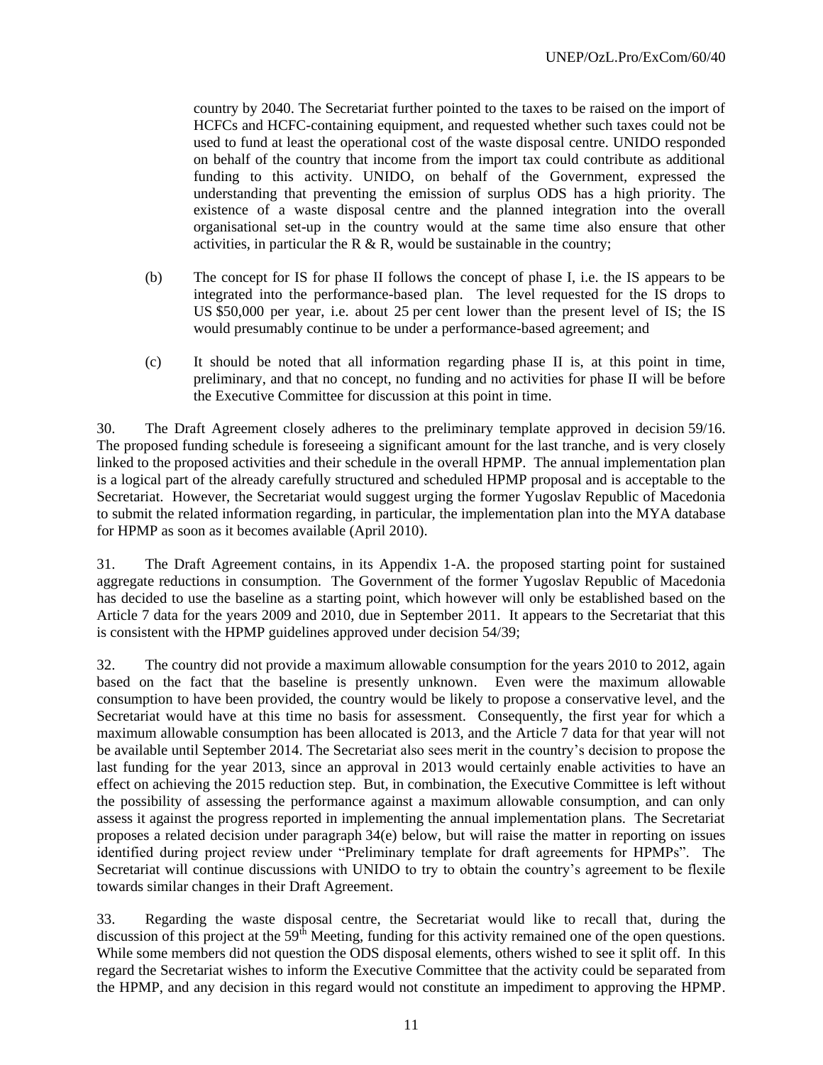country by 2040. The Secretariat further pointed to the taxes to be raised on the import of HCFCs and HCFC-containing equipment, and requested whether such taxes could not be used to fund at least the operational cost of the waste disposal centre. UNIDO responded on behalf of the country that income from the import tax could contribute as additional funding to this activity. UNIDO, on behalf of the Government, expressed the understanding that preventing the emission of surplus ODS has a high priority. The existence of a waste disposal centre and the planned integration into the overall organisational set-up in the country would at the same time also ensure that other activities, in particular the R & R, would be sustainable in the country;

(b) The concept for IS for phase II follows the concept of phase I, i.e. the IS appears to be integrated into the performance-based plan. The level requested for the IS drops to US $50,000 per year, i.e. about 25 per cent lower than the present level of IS; the IS would presumably continue to be under a performance-based agreement; and

(c) It should be noted that all information regarding phase II is, at this point in time, preliminary, and that no concept, no funding and no activities for phase II will be before the Executive Committee for discussion at this point in time.

30. The Draft Agreement closely adheres to the preliminary template approved in decision 59/16. The proposed funding schedule is foreseeing a significant amount for the last tranche, and is very closely linked to the proposed activities and their schedule in the overall HPMP. The annual implementation plan is a logical part of the already carefully structured and scheduled HPMP proposal and is acceptable to the Secretariat. However, the Secretariat would suggest urging the former Yugoslav Republic of Macedonia to submit the related information regarding, in particular, the implementation plan into the MYA database for HPMP as soon as it becomes available (April 2010).

31. The Draft Agreement contains, in its Appendix 1-A. the proposed starting point for sustained aggregate reductions in consumption. The Government of the former Yugoslav Republic of Macedonia has decided to use the baseline as a starting point, which however will only be established based on the Article 7 data for the years 2009 and 2010, due in September 2011. It appears to the Secretariat that this is consistent with the HPMP guidelines approved under decision 54/39;

32. The country did not provide a maximum allowable consumption for the years 2010 to 2012, again based on the fact that the baseline is presently unknown. Even were the maximum allowable consumption to have been provided, the country would be likely to propose a conservative level, and the Secretariat would have at this time no basis for assessment. Consequently, the first year for which a maximum allowable consumption has been allocated is 2013, and the Article 7 data for that year will not be available until September 2014. The Secretariat also sees merit in the country's decision to propose the last funding for the year 2013, since an approval in 2013 would certainly enable activities to have an effect on achieving the 2015 reduction step. But, in combination, the Executive Committee is left without the possibility of assessing the performance against a maximum allowable consumption, and can only assess it against the progress reported in implementing the annual implementation plans. The Secretariat proposes a related decision under paragraph 34(e) below, but will raise the matter in reporting on issues identified during project review under "Preliminary template for draft agreements for HPMPs". The Secretariat will continue discussions with UNIDO to try to obtain the country's agreement to be flexile towards similar changes in their Draft Agreement.

33. Regarding the waste disposal centre, the Secretariat would like to recall that, during the discussion of this project at the 59th Meeting, funding for this activity remained one of the open questions. While some members did not question the ODS disposal elements, others wished to see it split off. In this regard the Secretariat wishes to inform the Executive Committee that the activity could be separated from the HPMP, and any decision in this regard would not constitute an impediment to approving the HPMP.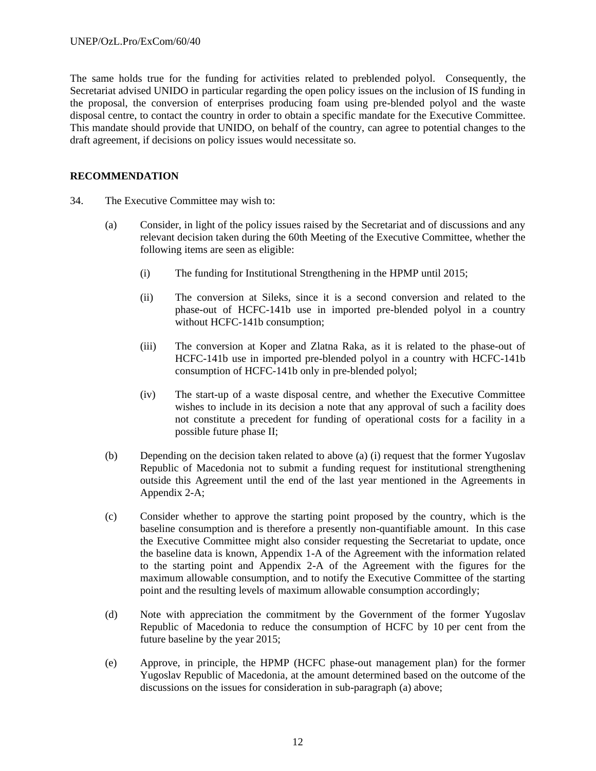The same holds true for the funding for activities related to preblended polyol. Consequently, the Secretariat advised UNIDO in particular regarding the open policy issues on the inclusion of IS funding in the proposal, the conversion of enterprises producing foam using pre-blended polyol and the waste disposal centre, to contact the country in order to obtain a specific mandate for the Executive Committee. This mandate should provide that UNIDO, on behalf of the country, can agree to potential changes to the draft agreement, if decisions on policy issues would necessitate so.

## RECOMMENDATION

34. The Executive Committee may wish to:

(a) Consider, in light of the policy issues raised by the Secretariat and of discussions and any relevant decision taken during the 60th Meeting of the Executive Committee, whether the following items are seen as eligible:

   (i) The funding for Institutional Strengthening in the HPMP until 2015;

   (ii) The conversion at Sileks, since it is a second conversion and related to the phase-out of HCFC-141b use in imported pre-blended polyol in a country without HCFC-141b consumption;

   (iii) The conversion at Koper and Zlatna Raka, as it is related to the phase-out of HCFC-141b use in imported pre-blended polyol in a country with HCFC-141b consumption of HCFC-141b only in pre-blended polyol;

   (iv) The start-up of a waste disposal centre, and whether the Executive Committee wishes to include in its decision a note that any approval of such a facility does not constitute a precedent for funding of operational costs for a facility in a possible future phase II;

(b) Depending on the decision taken related to above (a) (i) request that the former Yugoslav Republic of Macedonia not to submit a funding request for institutional strengthening outside this Agreement until the end of the last year mentioned in the Agreements in Appendix 2-A;

(c) Consider whether to approve the starting point proposed by the country, which is the baseline consumption and is therefore a presently non-quantifiable amount. In this case the Executive Committee might also consider requesting the Secretariat to update, once the baseline data is known, Appendix 1-A of the Agreement with the information related to the starting point and Appendix 2-A of the Agreement with the figures for the maximum allowable consumption, and to notify the Executive Committee of the starting point and the resulting levels of maximum allowable consumption accordingly;

(d) Note with appreciation the commitment by the Government of the former Yugoslav Republic of Macedonia to reduce the consumption of HCFC by 10 per cent from the future baseline by the year 2015;

(e) Approve, in principle, the HPMP (HCFC phase-out management plan) for the former Yugoslav Republic of Macedonia, at the amount determined based on the outcome of the discussions on the issues for consideration in sub-paragraph (a) above;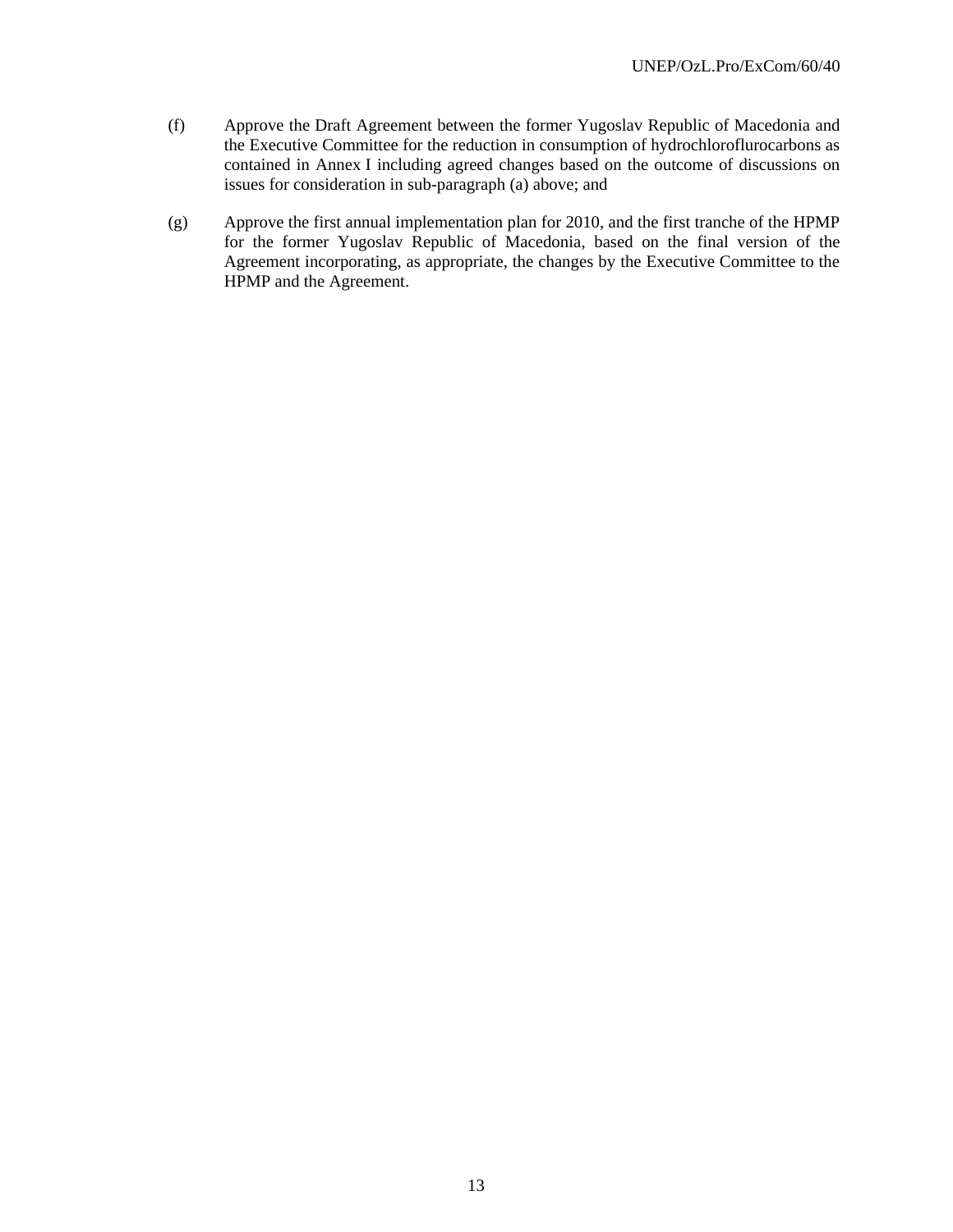(f) Approve the Draft Agreement between the former Yugoslav Republic of Macedonia and the Executive Committee for the reduction in consumption of hydrochloroflurocarbons as contained in Annex I including agreed changes based on the outcome of discussions on issues for consideration in sub-paragraph (a) above; and

(g) Approve the first annual implementation plan for 2010, and the first tranche of the HPMP for the former Yugoslav Republic of Macedonia, based on the final version of the Agreement incorporating, as appropriate, the changes by the Executive Committee to the HPMP and the Agreement.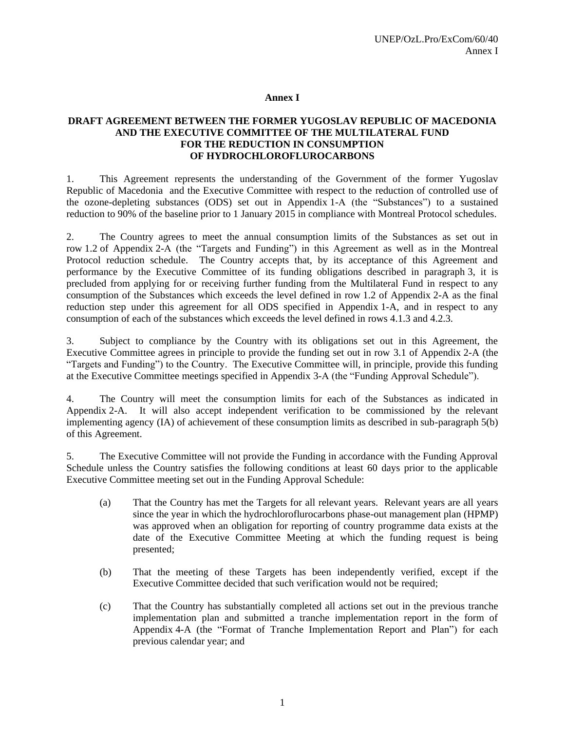# Annex I

## DRAFT AGREEMENT BETWEEN THE FORMER YUGOSLAV REPUBLIC OF MACEDONIA AND THE EXECUTIVE COMMITTEE OF THE MULTILATERAL FUND FOR THE REDUCTION IN CONSUMPTION OF HYDROCHLOROFLUROCARBONS

1. This Agreement represents the understanding of the Government of the former Yugoslav Republic of Macedonia and the Executive Committee with respect to the reduction of controlled use of the ozone-depleting substances (ODS) set out in Appendix 1-A (the "Substances") to a sustained reduction to 90% of the baseline prior to 1 January 2015 in compliance with Montreal Protocol schedules.

2. The Country agrees to meet the annual consumption limits of the Substances as set out in row 1.2 of Appendix 2-A (the "Targets and Funding") in this Agreement as well as in the Montreal Protocol reduction schedule. The Country accepts that, by its acceptance of this Agreement and performance by the Executive Committee of its funding obligations described in paragraph 3, it is precluded from applying for or receiving further funding from the Multilateral Fund in respect to any consumption of the Substances which exceeds the level defined in row 1.2 of Appendix 2-A as the final reduction step under this agreement for all ODS specified in Appendix 1-A, and in respect to any consumption of each of the substances which exceeds the level defined in rows 4.1.3 and 4.2.3.

3. Subject to compliance by the Country with its obligations set out in this Agreement, the Executive Committee agrees in principle to provide the funding set out in row 3.1 of Appendix 2-A (the "Targets and Funding") to the Country. The Executive Committee will, in principle, provide this funding at the Executive Committee meetings specified in Appendix 3-A (the "Funding Approval Schedule").

4. The Country will meet the consumption limits for each of the Substances as indicated in Appendix 2-A. It will also accept independent verification to be commissioned by the relevant implementing agency (IA) of achievement of these consumption limits as described in sub-paragraph 5(b) of this Agreement.

5. The Executive Committee will not provide the Funding in accordance with the Funding Approval Schedule unless the Country satisfies the following conditions at least 60 days prior to the applicable Executive Committee meeting set out in the Funding Approval Schedule:

(a) That the Country has met the Targets for all relevant years. Relevant years are all years since the year in which the hydrochloroflurocarbons phase-out management plan (HPMP) was approved when an obligation for reporting of country programme data exists at the date of the Executive Committee Meeting at which the funding request is being presented;

(b) That the meeting of these Targets has been independently verified, except if the Executive Committee decided that such verification would not be required;

(c) That the Country has substantially completed all actions set out in the previous tranche implementation plan and submitted a tranche implementation report in the form of Appendix 4-A (the "Format of Tranche Implementation Report and Plan") for each previous calendar year; and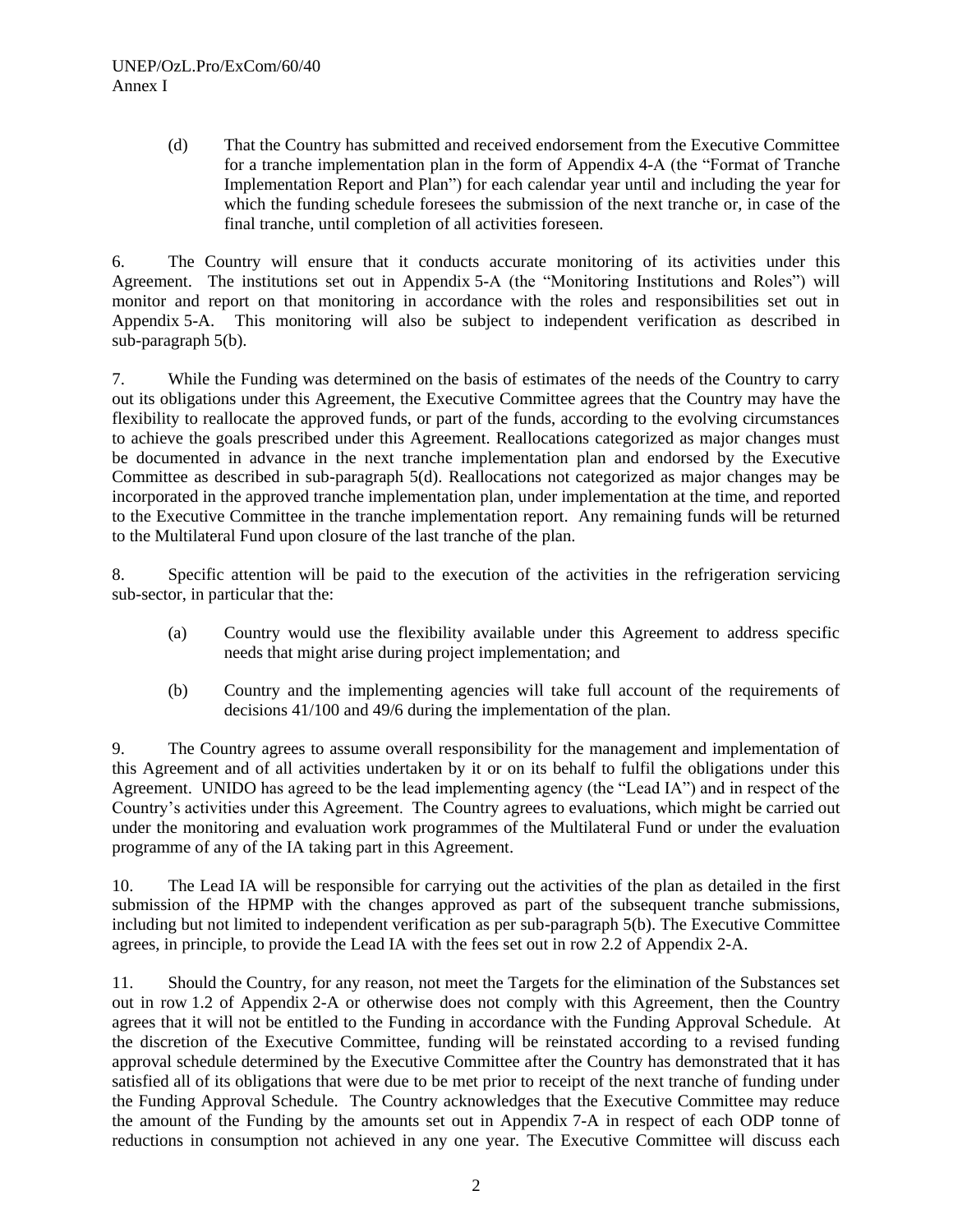(d) That the Country has submitted and received endorsement from the Executive Committee for a tranche implementation plan in the form of Appendix 4-A (the "Format of Tranche Implementation Report and Plan") for each calendar year until and including the year for which the funding schedule foresees the submission of the next tranche or, in case of the final tranche, until completion of all activities foreseen.

6. The Country will ensure that it conducts accurate monitoring of its activities under this Agreement. The institutions set out in Appendix 5-A (the "Monitoring Institutions and Roles") will monitor and report on that monitoring in accordance with the roles and responsibilities set out in Appendix 5-A. This monitoring will also be subject to independent verification as described in sub-paragraph 5(b).

7. While the Funding was determined on the basis of estimates of the needs of the Country to carry out its obligations under this Agreement, the Executive Committee agrees that the Country may have the flexibility to reallocate the approved funds, or part of the funds, according to the evolving circumstances to achieve the goals prescribed under this Agreement. Reallocations categorized as major changes must be documented in advance in the next tranche implementation plan and endorsed by the Executive Committee as described in sub-paragraph 5(d). Reallocations not categorized as major changes may be incorporated in the approved tranche implementation plan, under implementation at the time, and reported to the Executive Committee in the tranche implementation report. Any remaining funds will be returned to the Multilateral Fund upon closure of the last tranche of the plan.

8. Specific attention will be paid to the execution of the activities in the refrigeration servicing sub-sector, in particular that the:

(a) Country would use the flexibility available under this Agreement to address specific needs that might arise during project implementation; and

(b) Country and the implementing agencies will take full account of the requirements of decisions 41/100 and 49/6 during the implementation of the plan.

9. The Country agrees to assume overall responsibility for the management and implementation of this Agreement and of all activities undertaken by it or on its behalf to fulfil the obligations under this Agreement. UNIDO has agreed to be the lead implementing agency (the "Lead IA") and in respect of the Country's activities under this Agreement. The Country agrees to evaluations, which might be carried out under the monitoring and evaluation work programmes of the Multilateral Fund or under the evaluation programme of any of the IA taking part in this Agreement.

10. The Lead IA will be responsible for carrying out the activities of the plan as detailed in the first submission of the HPMP with the changes approved as part of the subsequent tranche submissions, including but not limited to independent verification as per sub-paragraph 5(b). The Executive Committee agrees, in principle, to provide the Lead IA with the fees set out in row 2.2 of Appendix 2-A.

11. Should the Country, for any reason, not meet the Targets for the elimination of the Substances set out in row 1.2 of Appendix 2-A or otherwise does not comply with this Agreement, then the Country agrees that it will not be entitled to the Funding in accordance with the Funding Approval Schedule. At the discretion of the Executive Committee, funding will be reinstated according to a revised funding approval schedule determined by the Executive Committee after the Country has demonstrated that it has satisfied all of its obligations that were due to be met prior to receipt of the next tranche of funding under the Funding Approval Schedule. The Country acknowledges that the Executive Committee may reduce the amount of the Funding by the amounts set out in Appendix 7-A in respect of each ODP tonne of reductions in consumption not achieved in any one year. The Executive Committee will discuss each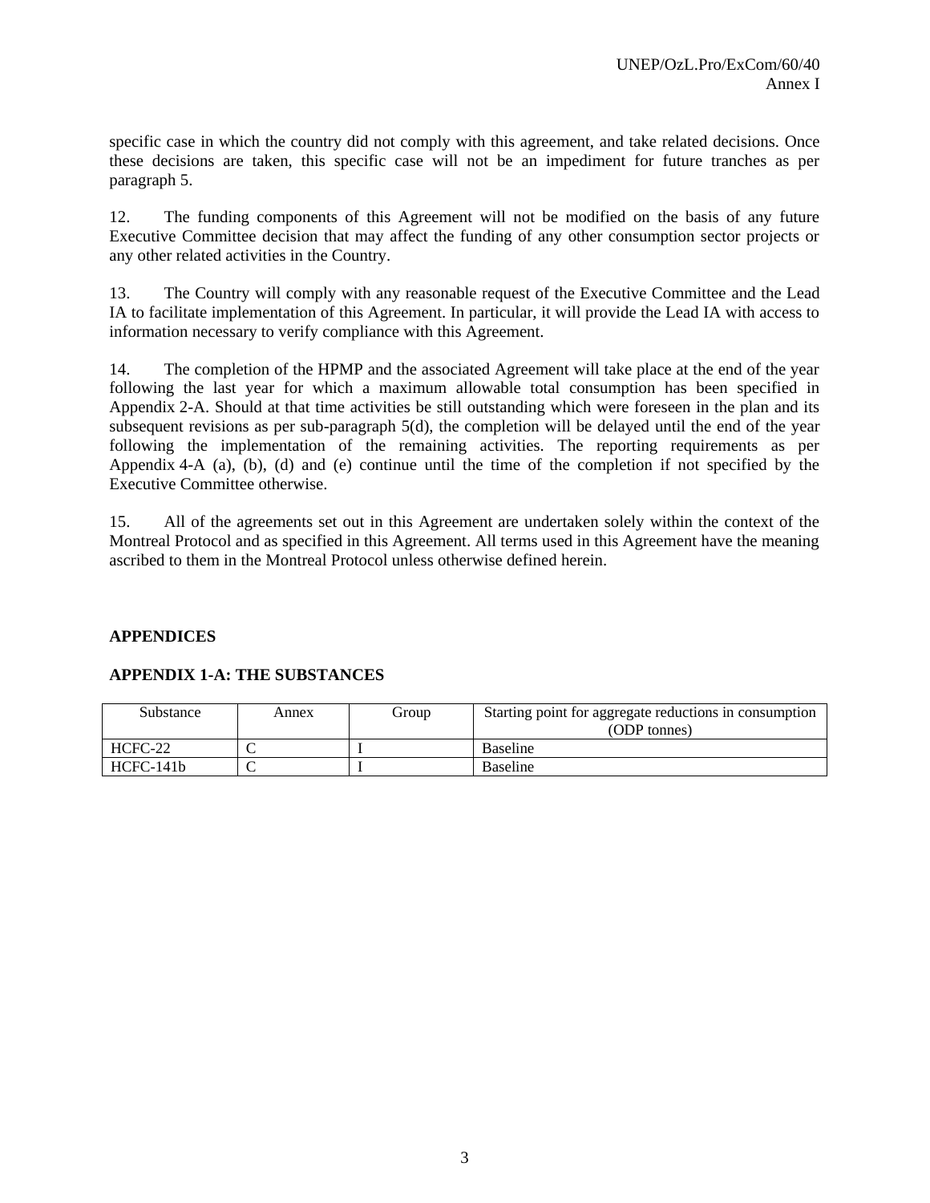specific case in which the country did not comply with this agreement, and take related decisions. Once these decisions are taken, this specific case will not be an impediment for future tranches as per paragraph 5.

12. The funding components of this Agreement will not be modified on the basis of any future Executive Committee decision that may affect the funding of any other consumption sector projects or any other related activities in the Country.

13. The Country will comply with any reasonable request of the Executive Committee and the Lead IA to facilitate implementation of this Agreement. In particular, it will provide the Lead IA with access to information necessary to verify compliance with this Agreement.

14. The completion of the HPMP and the associated Agreement will take place at the end of the year following the last year for which a maximum allowable total consumption has been specified in Appendix 2-A. Should at that time activities be still outstanding which were foreseen in the plan and its subsequent revisions as per sub-paragraph 5(d), the completion will be delayed until the end of the year following the implementation of the remaining activities. The reporting requirements as per Appendix 4-A (a), (b), (d) and (e) continue until the time of the completion if not specified by the Executive Committee otherwise.

15. All of the agreements set out in this Agreement are undertaken solely within the context of the Montreal Protocol and as specified in this Agreement. All terms used in this Agreement have the meaning ascribed to them in the Montreal Protocol unless otherwise defined herein.

## APPENDICES

### APPENDIX 1-A: THE SUBSTANCES

| Substance | Annex | Group | Starting point for aggregate reductions in consumption (ODP tonnes) |
|---|---|---|---|
| HCFC-22 | C | I | Baseline |
| HCFC-141b | C | I | Baseline |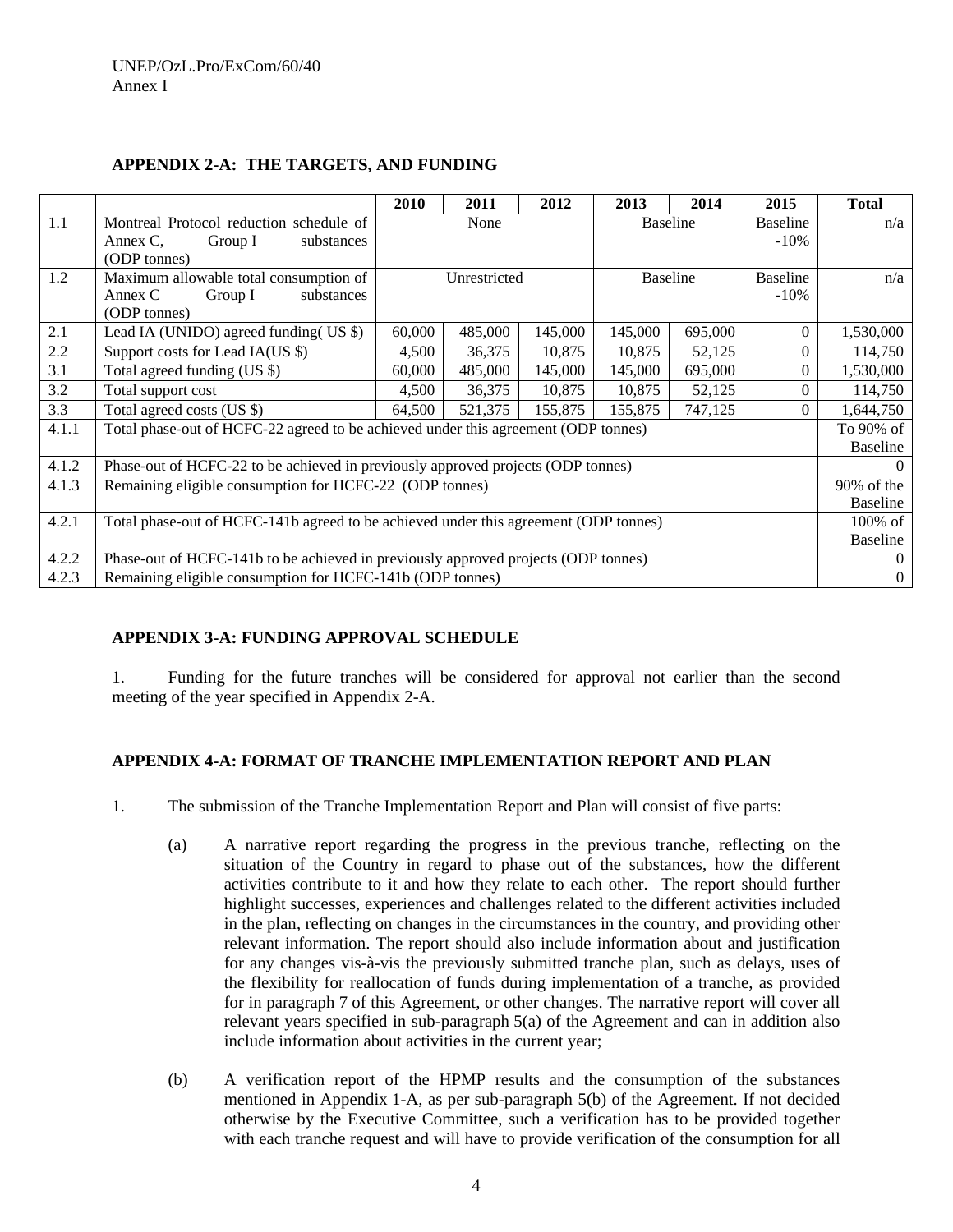## APPENDIX 2-A: THE TARGETS, AND FUNDING

| | | 2010 | 2011 | 2012 | 2013 | 2014 | 2015 | Total |
|---|---|---|---|---|---|---|---|---|
| 1.1 | Montreal Protocol reduction schedule of Annex C, Group I substances (ODP tonnes) | None | | | Baseline | | Baseline -10% | n/a |
| 1.2 | Maximum allowable total consumption of Annex C Group I substances (ODP tonnes) | Unrestricted | | | Baseline | | Baseline -10% | n/a |
| 2.1 | Lead IA (UNIDO) agreed funding( US $) | 60,000 | 485,000 | 145,000 | 145,000 | 695,000 | 0 | 1,530,000 |
| 2.2 | Support costs for Lead IA(US $) | 4,500 | 36,375 | 10,875 | 10,875 | 52,125 | 0 | 114,750 |
| 3.1 | Total agreed funding (US $) | 60,000 | 485,000 | 145,000 | 145,000 | 695,000 | 0 | 1,530,000 |
| 3.2 | Total support cost | 4,500 | 36,375 | 10,875 | 10,875 | 52,125 | 0 | 114,750 |
| 3.3 | Total agreed costs (US $) | 64,500 | 521,375 | 155,875 | 155,875 | 747,125 | 0 | 1,644,750 |
| 4.1.1 | Total phase-out of HCFC-22 agreed to be achieved under this agreement (ODP tonnes) | | | | | | | To 90% of Baseline |
| 4.1.2 | Phase-out of HCFC-22 to be achieved in previously approved projects (ODP tonnes) | | | | | | | 0 |
| 4.1.3 | Remaining eligible consumption for HCFC-22 (ODP tonnes) | | | | | | | 90% of the Baseline |
| 4.2.1 | Total phase-out of HCFC-141b agreed to be achieved under this agreement (ODP tonnes) | | | | | | | 100% of Baseline |
| 4.2.2 | Phase-out of HCFC-141b to be achieved in previously approved projects (ODP tonnes) | | | | | | | 0 |
| 4.2.3 | Remaining eligible consumption for HCFC-141b (ODP tonnes) | | | | | | | 0 |

## APPENDIX 3-A: FUNDING APPROVAL SCHEDULE

1. Funding for the future tranches will be considered for approval not earlier than the second meeting of the year specified in Appendix 2-A.

## APPENDIX 4-A: FORMAT OF TRANCHE IMPLEMENTATION REPORT AND PLAN

1. The submission of the Tranche Implementation Report and Plan will consist of five parts:

   (a) A narrative report regarding the progress in the previous tranche, reflecting on the situation of the Country in regard to phase out of the substances, how the different activities contribute to it and how they relate to each other. The report should further highlight successes, experiences and challenges related to the different activities included in the plan, reflecting on changes in the circumstances in the country, and providing other relevant information. The report should also include information about and justification for any changes vis-à-vis the previously submitted tranche plan, such as delays, uses of the flexibility for reallocation of funds during implementation of a tranche, as provided for in paragraph 7 of this Agreement, or other changes. The narrative report will cover all relevant years specified in sub-paragraph 5(a) of the Agreement and can in addition also include information about activities in the current year;

   (b) A verification report of the HPMP results and the consumption of the substances mentioned in Appendix 1-A, as per sub-paragraph 5(b) of the Agreement. If not decided otherwise by the Executive Committee, such a verification has to be provided together with each tranche request and will have to provide verification of the consumption for all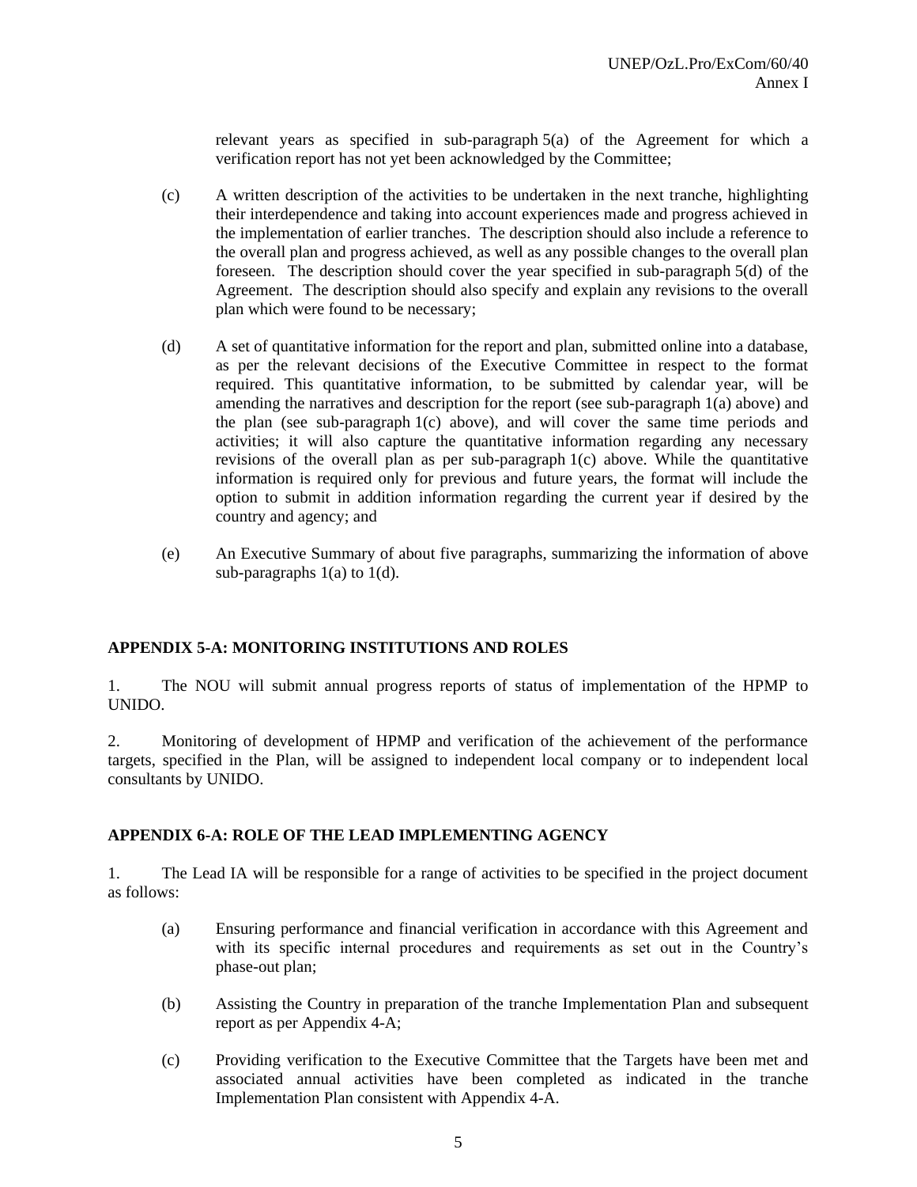relevant years as specified in sub-paragraph 5(a) of the Agreement for which a verification report has not yet been acknowledged by the Committee;

(c) A written description of the activities to be undertaken in the next tranche, highlighting their interdependence and taking into account experiences made and progress achieved in the implementation of earlier tranches. The description should also include a reference to the overall plan and progress achieved, as well as any possible changes to the overall plan foreseen. The description should cover the year specified in sub-paragraph 5(d) of the Agreement. The description should also specify and explain any revisions to the overall plan which were found to be necessary;

(d) A set of quantitative information for the report and plan, submitted online into a database, as per the relevant decisions of the Executive Committee in respect to the format required. This quantitative information, to be submitted by calendar year, will be amending the narratives and description for the report (see sub-paragraph 1(a) above) and the plan (see sub-paragraph 1(c) above), and will cover the same time periods and activities; it will also capture the quantitative information regarding any necessary revisions of the overall plan as per sub-paragraph 1(c) above. While the quantitative information is required only for previous and future years, the format will include the option to submit in addition information regarding the current year if desired by the country and agency; and

(e) An Executive Summary of about five paragraphs, summarizing the information of above sub-paragraphs 1(a) to 1(d).

**APPENDIX 5-A: MONITORING INSTITUTIONS AND ROLES**

1. The NOU will submit annual progress reports of status of implementation of the HPMP to UNIDO.

2. Monitoring of development of HPMP and verification of the achievement of the performance targets, specified in the Plan, will be assigned to independent local company or to independent local consultants by UNIDO.

**APPENDIX 6-A: ROLE OF THE LEAD IMPLEMENTING AGENCY**

1. The Lead IA will be responsible for a range of activities to be specified in the project document as follows:

(a) Ensuring performance and financial verification in accordance with this Agreement and with its specific internal procedures and requirements as set out in the Country's phase-out plan;

(b) Assisting the Country in preparation of the tranche Implementation Plan and subsequent report as per Appendix 4-A;

(c) Providing verification to the Executive Committee that the Targets have been met and associated annual activities have been completed as indicated in the tranche Implementation Plan consistent with Appendix 4-A.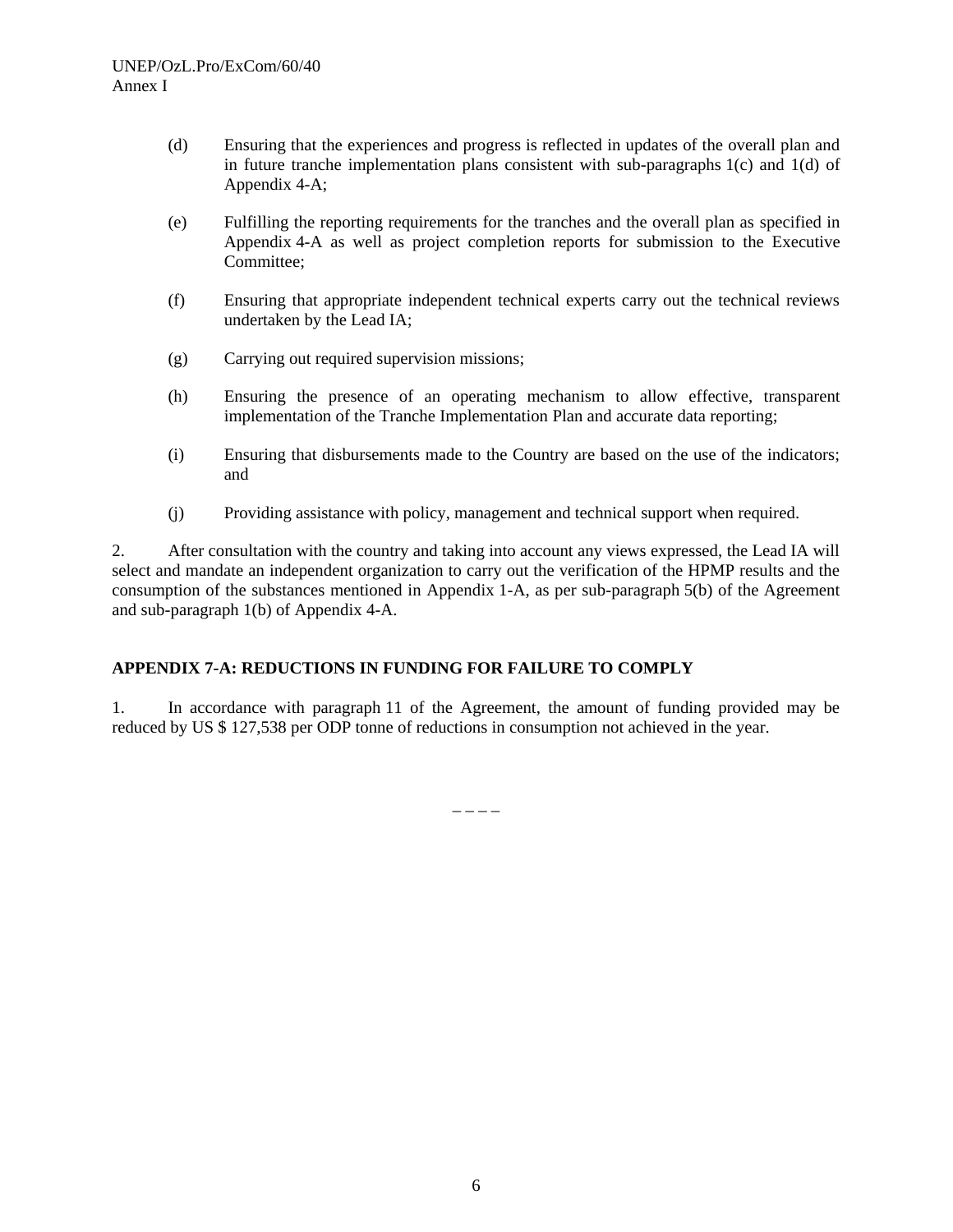(d) Ensuring that the experiences and progress is reflected in updates of the overall plan and in future tranche implementation plans consistent with sub-paragraphs 1(c) and 1(d) of Appendix 4-A;

(e) Fulfilling the reporting requirements for the tranches and the overall plan as specified in Appendix 4-A as well as project completion reports for submission to the Executive Committee;

(f) Ensuring that appropriate independent technical experts carry out the technical reviews undertaken by the Lead IA;

(g) Carrying out required supervision missions;

(h) Ensuring the presence of an operating mechanism to allow effective, transparent implementation of the Tranche Implementation Plan and accurate data reporting;

(i) Ensuring that disbursements made to the Country are based on the use of the indicators; and

(j) Providing assistance with policy, management and technical support when required.

2. After consultation with the country and taking into account any views expressed, the Lead IA will select and mandate an independent organization to carry out the verification of the HPMP results and the consumption of the substances mentioned in Appendix 1-A, as per sub-paragraph 5(b) of the Agreement and sub-paragraph 1(b) of Appendix 4-A.

**APPENDIX 7-A: REDUCTIONS IN FUNDING FOR FAILURE TO COMPLY**

1. In accordance with paragraph 11 of the Agreement, the amount of funding provided may be reduced by US $ 127,538 per ODP tonne of reductions in consumption not achieved in the year.

– – – –